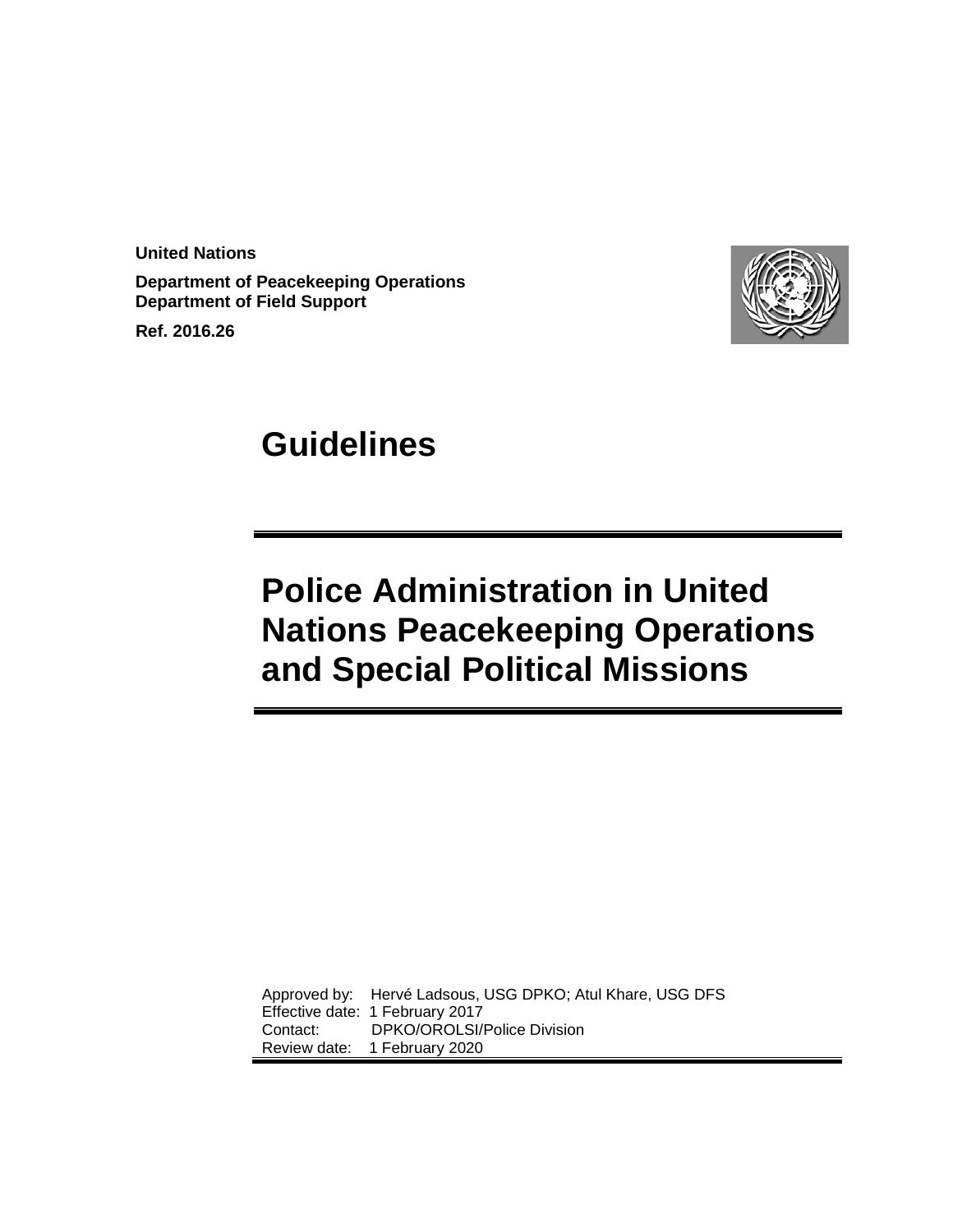**United Nations**

**Department of Peacekeeping Operations**
**Department of Field Support**

**Ref. 2016.26**

# Guidelines

# Police Administration in United Nations Peacekeeping Operations and Special Political Missions

Approved by: Hervé Ladsous, USG DPKO; Atul Khare, USG DFS
Effective date: 1 February 2017
Contact: DPKO/OROLSI/Police Division
Review date: 1 February 2020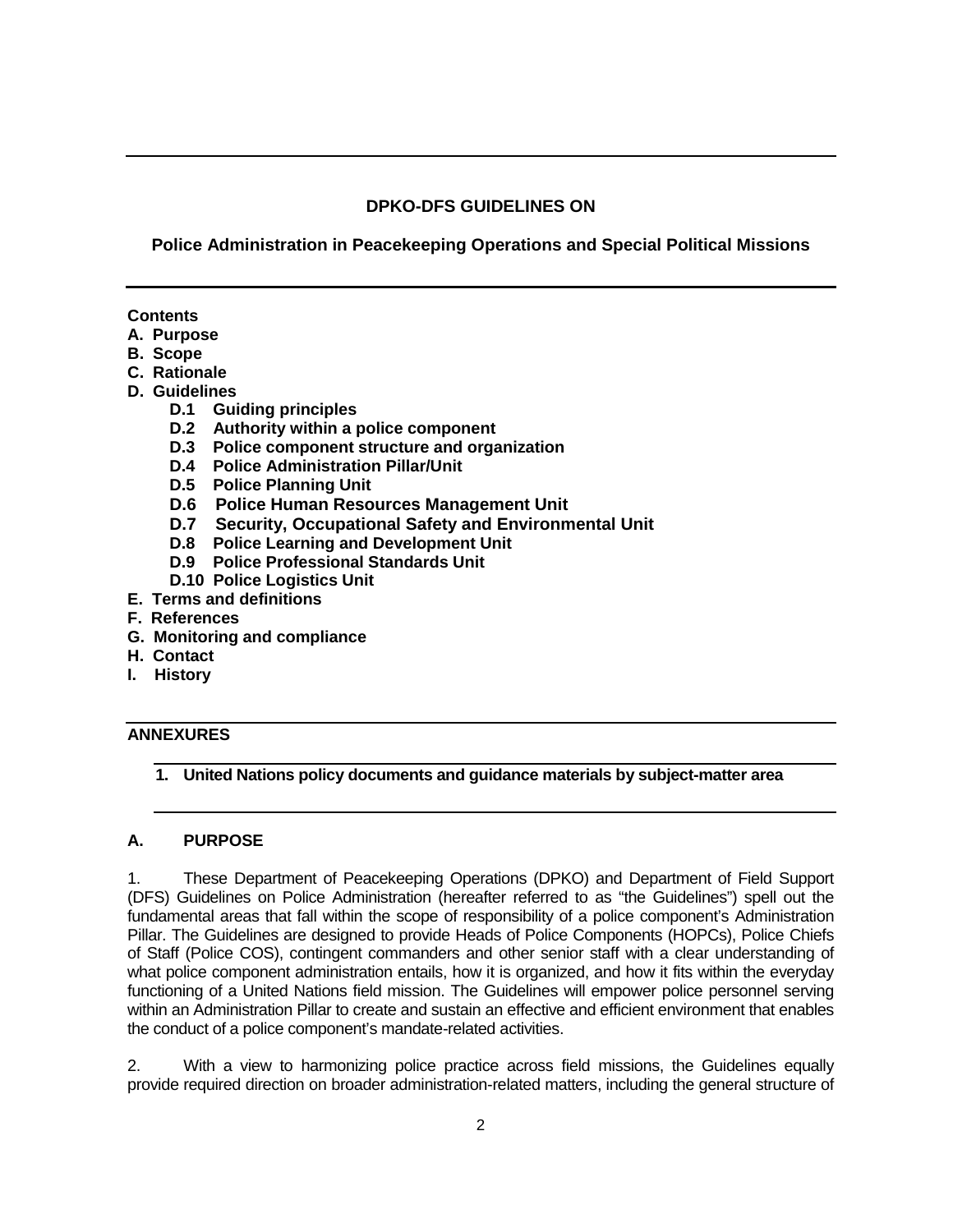**DPKO-DFS GUIDELINES ON**

**Police Administration in Peacekeeping Operations and Special Political Missions**

**Contents**

- **A. Purpose**
- **B. Scope**
- **C. Rationale**
- **D. Guidelines**
  - **D.1 Guiding principles**
  - **D.2 Authority within a police component**
  - **D.3 Police component structure and organization**
  - **D.4 Police Administration Pillar/Unit**
  - **D.5 Police Planning Unit**
  - **D.6 Police Human Resources Management Unit**
  - **D.7 Security, Occupational Safety and Environmental Unit**
  - **D.8 Police Learning and Development Unit**
  - **D.9 Police Professional Standards Unit**
  - **D.10 Police Logistics Unit**
- **E. Terms and definitions**
- **F. References**
- **G. Monitoring and compliance**
- **H. Contact**
- **I. History**

**ANNEXURES**

1. **United Nations policy documents and guidance materials by subject-matter area**

## A. PURPOSE

1. These Department of Peacekeeping Operations (DPKO) and Department of Field Support (DFS) Guidelines on Police Administration (hereafter referred to as "the Guidelines") spell out the fundamental areas that fall within the scope of responsibility of a police component's Administration Pillar. The Guidelines are designed to provide Heads of Police Components (HOPCs), Police Chiefs of Staff (Police COS), contingent commanders and other senior staff with a clear understanding of what police component administration entails, how it is organized, and how it fits within the everyday functioning of a United Nations field mission. The Guidelines will empower police personnel serving within an Administration Pillar to create and sustain an effective and efficient environment that enables the conduct of a police component's mandate-related activities.

2. With a view to harmonizing police practice across field missions, the Guidelines equally provide required direction on broader administration-related matters, including the general structure of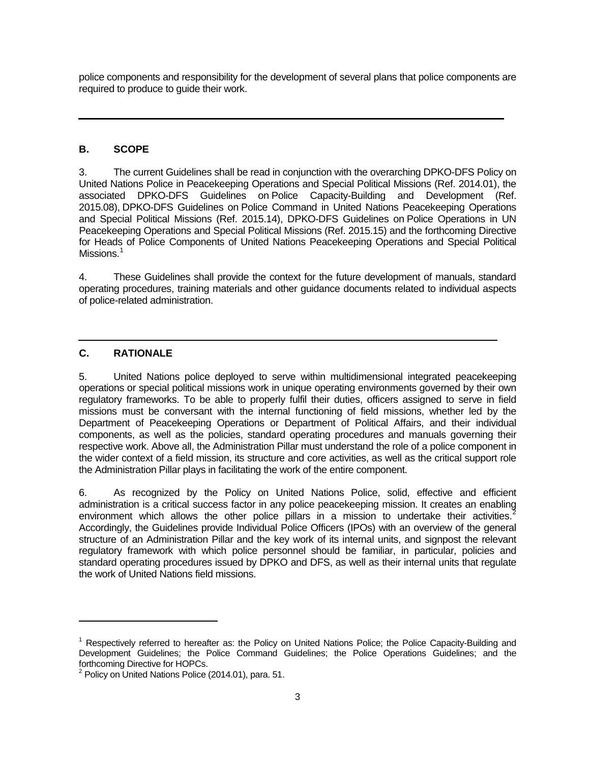police components and responsibility for the development of several plans that police components are required to produce to guide their work.

---

## B. SCOPE

3. The current Guidelines shall be read in conjunction with the overarching DPKO-DFS Policy on United Nations Police in Peacekeeping Operations and Special Political Missions (Ref. 2014.01), the associated DPKO-DFS Guidelines on Police Capacity-Building and Development (Ref. 2015.08), DPKO-DFS Guidelines on Police Command in United Nations Peacekeeping Operations and Special Political Missions (Ref. 2015.14), DPKO-DFS Guidelines on Police Operations in UN Peacekeeping Operations and Special Political Missions (Ref. 2015.15) and the forthcoming Directive for Heads of Police Components of United Nations Peacekeeping Operations and Special Political Missions.[1]

4. These Guidelines shall provide the context for the future development of manuals, standard operating procedures, training materials and other guidance documents related to individual aspects of police-related administration.

---

## C. RATIONALE

5. United Nations police deployed to serve within multidimensional integrated peacekeeping operations or special political missions work in unique operating environments governed by their own regulatory frameworks. To be able to properly fulfil their duties, officers assigned to serve in field missions must be conversant with the internal functioning of field missions, whether led by the Department of Peacekeeping Operations or Department of Political Affairs, and their individual components, as well as the policies, standard operating procedures and manuals governing their respective work. Above all, the Administration Pillar must understand the role of a police component in the wider context of a field mission, its structure and core activities, as well as the critical support role the Administration Pillar plays in facilitating the work of the entire component.

6. As recognized by the Policy on United Nations Police, solid, effective and efficient administration is a critical success factor in any police peacekeeping mission. It creates an enabling environment which allows the other police pillars in a mission to undertake their activities.[2] Accordingly, the Guidelines provide Individual Police Officers (IPOs) with an overview of the general structure of an Administration Pillar and the key work of its internal units, and signpost the relevant regulatory framework with which police personnel should be familiar, in particular, policies and standard operating procedures issued by DPKO and DFS, as well as their internal units that regulate the work of United Nations field missions.

---

[1] Respectively referred to hereafter as: the Policy on United Nations Police; the Police Capacity-Building and Development Guidelines; the Police Command Guidelines; the Police Operations Guidelines; and the forthcoming Directive for HOPCs.

[2] Policy on United Nations Police (2014.01), para. 51.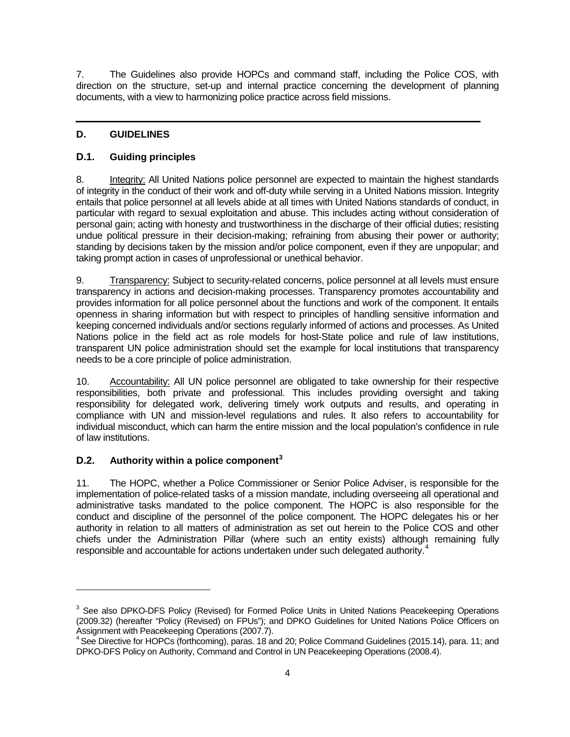7. The Guidelines also provide HOPCs and command staff, including the Police COS, with direction on the structure, set-up and internal practice concerning the development of planning documents, with a view to harmonizing police practice across field missions.

---

## D. GUIDELINES

### D.1. Guiding principles

8. Integrity: All United Nations police personnel are expected to maintain the highest standards of integrity in the conduct of their work and off-duty while serving in a United Nations mission. Integrity entails that police personnel at all levels abide at all times with United Nations standards of conduct, in particular with regard to sexual exploitation and abuse. This includes acting without consideration of personal gain; acting with honesty and trustworthiness in the discharge of their official duties; resisting undue political pressure in their decision-making; refraining from abusing their power or authority; standing by decisions taken by the mission and/or police component, even if they are unpopular; and taking prompt action in cases of unprofessional or unethical behavior.

9. Transparency: Subject to security-related concerns, police personnel at all levels must ensure transparency in actions and decision-making processes. Transparency promotes accountability and provides information for all police personnel about the functions and work of the component. It entails openness in sharing information but with respect to principles of handling sensitive information and keeping concerned individuals and/or sections regularly informed of actions and processes. As United Nations police in the field act as role models for host-State police and rule of law institutions, transparent UN police administration should set the example for local institutions that transparency needs to be a core principle of police administration.

10. Accountability: All UN police personnel are obligated to take ownership for their respective responsibilities, both private and professional. This includes providing oversight and taking responsibility for delegated work, delivering timely work outputs and results, and operating in compliance with UN and mission-level regulations and rules. It also refers to accountability for individual misconduct, which can harm the entire mission and the local population's confidence in rule of law institutions.

### D.2. Authority within a police component[3]

11. The HOPC, whether a Police Commissioner or Senior Police Adviser, is responsible for the implementation of police-related tasks of a mission mandate, including overseeing all operational and administrative tasks mandated to the police component. The HOPC is also responsible for the conduct and discipline of the personnel of the police component. The HOPC delegates his or her authority in relation to all matters of administration as set out herein to the Police COS and other chiefs under the Administration Pillar (where such an entity exists) although remaining fully responsible and accountable for actions undertaken under such delegated authority.[4]

---

[3] See also DPKO-DFS Policy (Revised) for Formed Police Units in United Nations Peacekeeping Operations (2009.32) (hereafter "Policy (Revised) on FPUs"); and DPKO Guidelines for United Nations Police Officers on Assignment with Peacekeeping Operations (2007.7).

[4] See Directive for HOPCs (forthcoming), paras. 18 and 20; Police Command Guidelines (2015.14), para. 11; and DPKO-DFS Policy on Authority, Command and Control in UN Peacekeeping Operations (2008.4).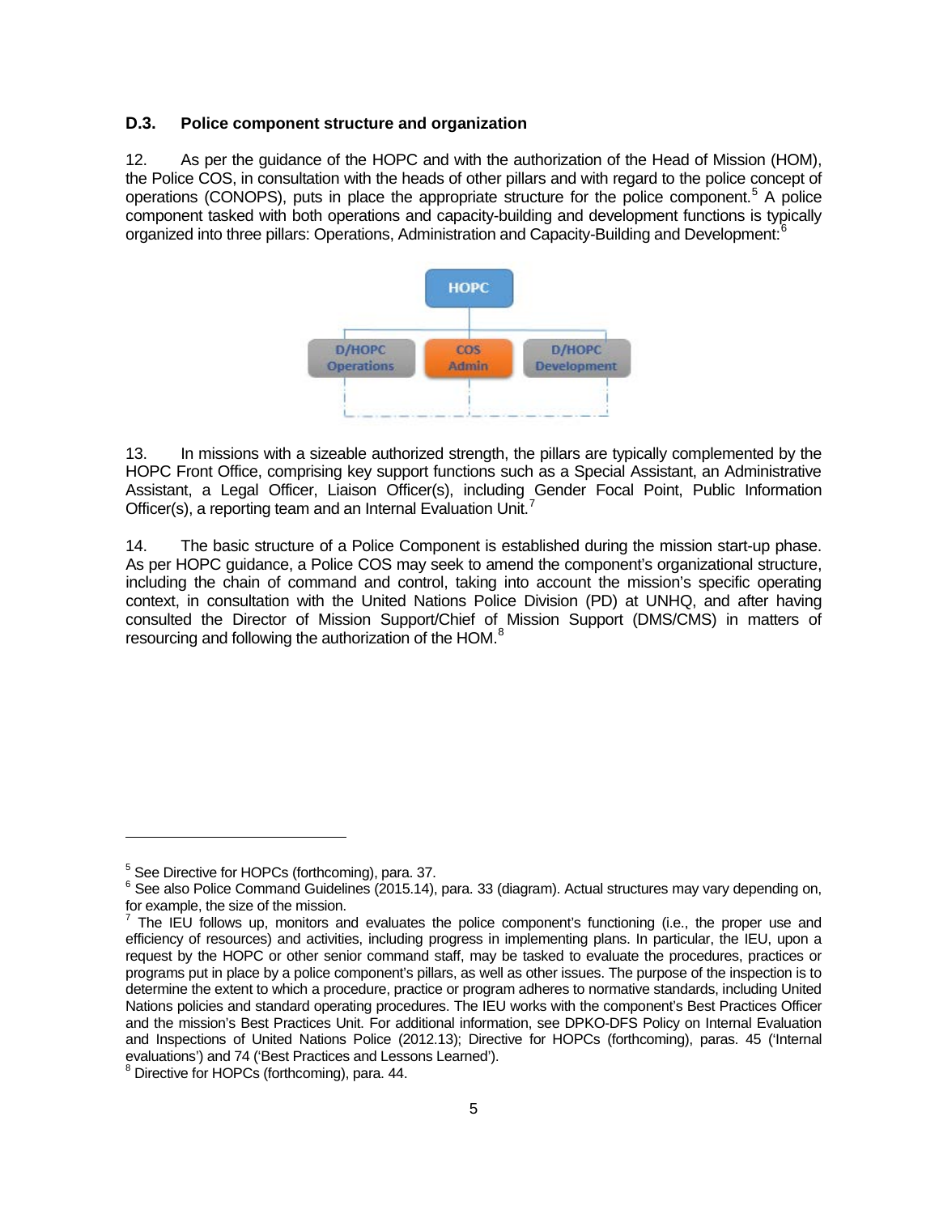### D.3. Police component structure and organization

12. As per the guidance of the HOPC and with the authorization of the Head of Mission (HOM), the Police COS, in consultation with the heads of other pillars and with regard to the police concept of operations (CONOPS), puts in place the appropriate structure for the police component.[5] A police component tasked with both operations and capacity-building and development functions is typically organized into three pillars: Operations, Administration and Capacity-Building and Development:[6]

HOPC

D/HOPC Operations | COS Admin | D/HOPC Development

13. In missions with a sizeable authorized strength, the pillars are typically complemented by the HOPC Front Office, comprising key support functions such as a Special Assistant, an Administrative Assistant, a Legal Officer, Liaison Officer(s), including Gender Focal Point, Public Information Officer(s), a reporting team and an Internal Evaluation Unit.[7]

14. The basic structure of a Police Component is established during the mission start-up phase. As per HOPC guidance, a Police COS may seek to amend the component's organizational structure, including the chain of command and control, taking into account the mission's specific operating context, in consultation with the United Nations Police Division (PD) at UNHQ, and after having consulted the Director of Mission Support/Chief of Mission Support (DMS/CMS) in matters of resourcing and following the authorization of the HOM.[8]

---

[5] See Directive for HOPCs (forthcoming), para. 37.

[6] See also Police Command Guidelines (2015.14), para. 33 (diagram). Actual structures may vary depending on, for example, the size of the mission.

[7] The IEU follows up, monitors and evaluates the police component's functioning (i.e., the proper use and efficiency of resources) and activities, including progress in implementing plans. In particular, the IEU, upon a request by the HOPC or other senior command staff, may be tasked to evaluate the procedures, practices or programs put in place by a police component's pillars, as well as other issues. The purpose of the inspection is to determine the extent to which a procedure, practice or program adheres to normative standards, including United Nations policies and standard operating procedures. The IEU works with the component's Best Practices Officer and the mission's Best Practices Unit. For additional information, see DPKO-DFS Policy on Internal Evaluation and Inspections of United Nations Police (2012.13); Directive for HOPCs (forthcoming), paras. 45 ('Internal evaluations') and 74 ('Best Practices and Lessons Learned').

[8] Directive for HOPCs (forthcoming), para. 44.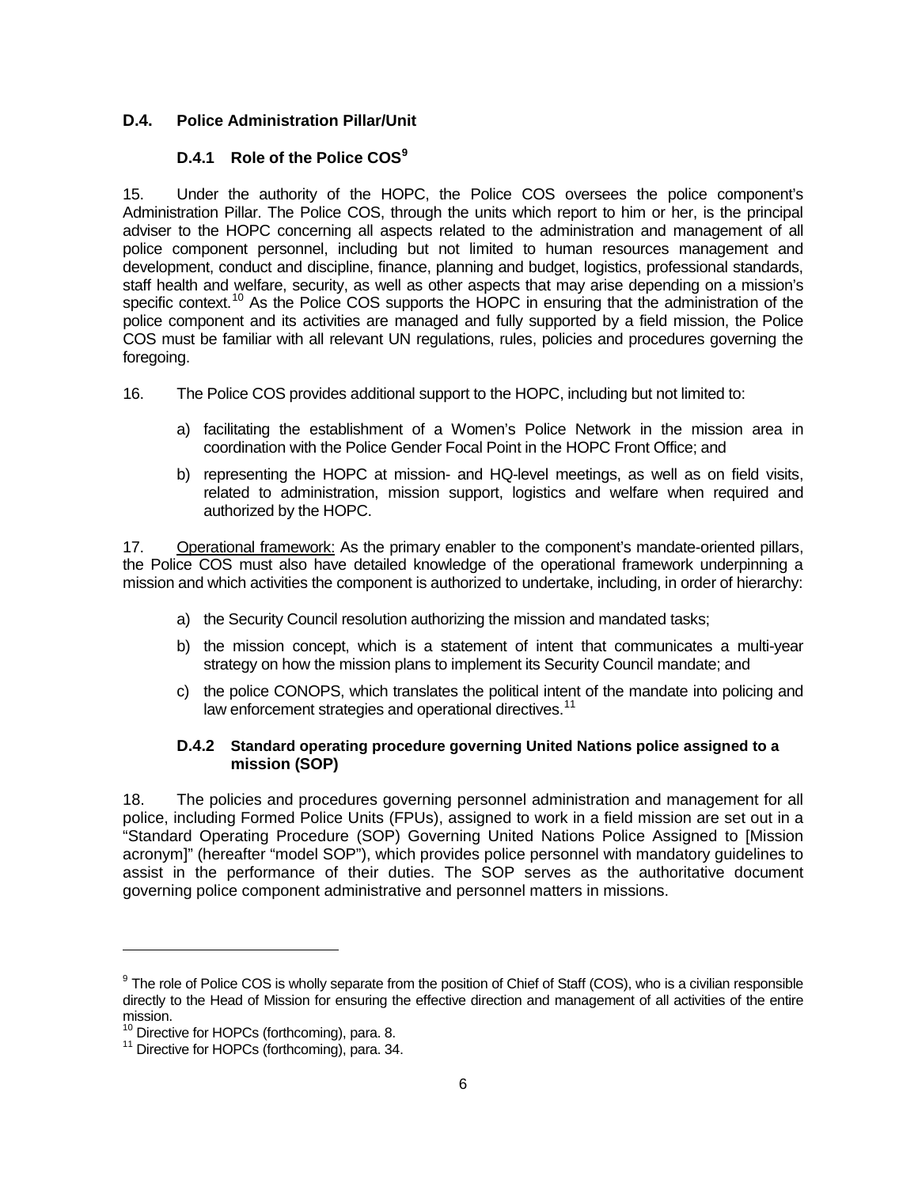### D.4. Police Administration Pillar/Unit

#### D.4.1 Role of the Police COS[9]

15. Under the authority of the HOPC, the Police COS oversees the police component's Administration Pillar. The Police COS, through the units which report to him or her, is the principal adviser to the HOPC concerning all aspects related to the administration and management of all police component personnel, including but not limited to human resources management and development, conduct and discipline, finance, planning and budget, logistics, professional standards, staff health and welfare, security, as well as other aspects that may arise depending on a mission's specific context.[10] As the Police COS supports the HOPC in ensuring that the administration of the police component and its activities are managed and fully supported by a field mission, the Police COS must be familiar with all relevant UN regulations, rules, policies and procedures governing the foregoing.

16. The Police COS provides additional support to the HOPC, including but not limited to:

a) facilitating the establishment of a Women's Police Network in the mission area in coordination with the Police Gender Focal Point in the HOPC Front Office; and

b) representing the HOPC at mission- and HQ-level meetings, as well as on field visits, related to administration, mission support, logistics and welfare when required and authorized by the HOPC.

17. Operational framework: As the primary enabler to the component's mandate-oriented pillars, the Police COS must also have detailed knowledge of the operational framework underpinning a mission and which activities the component is authorized to undertake, including, in order of hierarchy:

a) the Security Council resolution authorizing the mission and mandated tasks;

b) the mission concept, which is a statement of intent that communicates a multi-year strategy on how the mission plans to implement its Security Council mandate; and

c) the police CONOPS, which translates the political intent of the mandate into policing and law enforcement strategies and operational directives.[11]

#### D.4.2 Standard operating procedure governing United Nations police assigned to a mission (SOP)

18. The policies and procedures governing personnel administration and management for all police, including Formed Police Units (FPUs), assigned to work in a field mission are set out in a "Standard Operating Procedure (SOP) Governing United Nations Police Assigned to [Mission acronym]" (hereafter "model SOP"), which provides police personnel with mandatory guidelines to assist in the performance of their duties. The SOP serves as the authoritative document governing police component administrative and personnel matters in missions.

---

[9] The role of Police COS is wholly separate from the position of Chief of Staff (COS), who is a civilian responsible directly to the Head of Mission for ensuring the effective direction and management of all activities of the entire mission.

[10] Directive for HOPCs (forthcoming), para. 8.

[11] Directive for HOPCs (forthcoming), para. 34.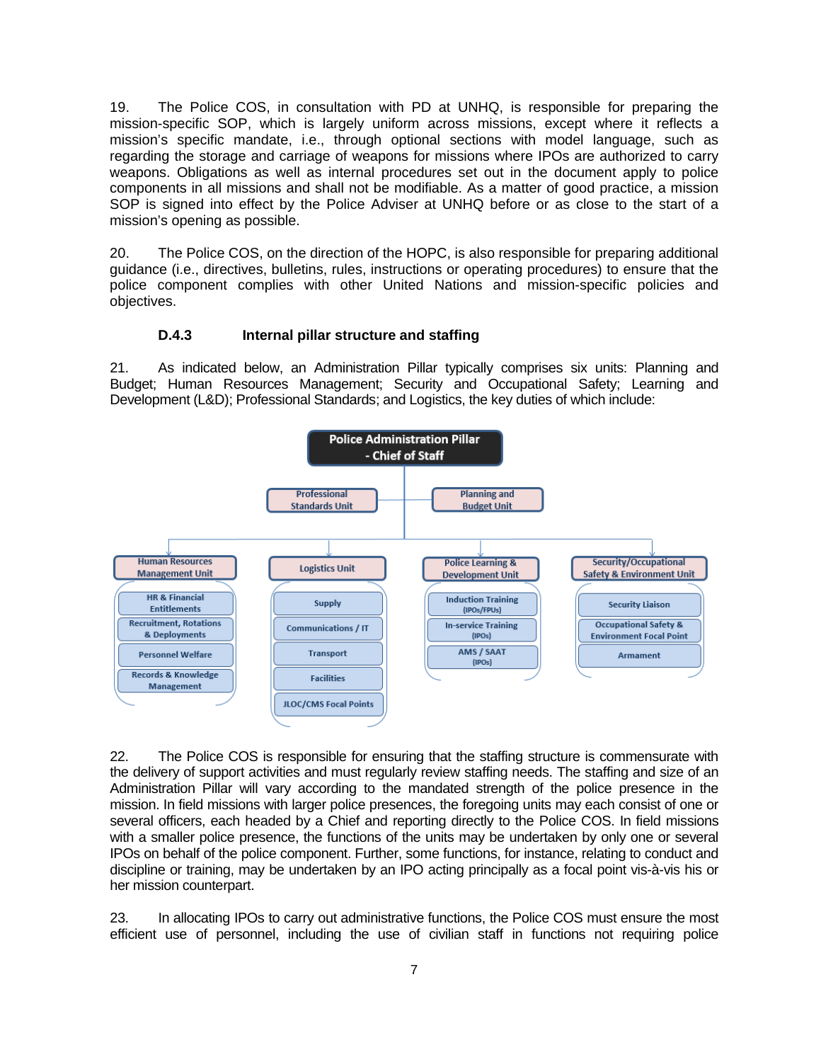19. The Police COS, in consultation with PD at UNHQ, is responsible for preparing the mission-specific SOP, which is largely uniform across missions, except where it reflects a mission's specific mandate, i.e., through optional sections with model language, such as regarding the storage and carriage of weapons for missions where IPOs are authorized to carry weapons. Obligations as well as internal procedures set out in the document apply to police components in all missions and shall not be modifiable. As a matter of good practice, a mission SOP is signed into effect by the Police Adviser at UNHQ before or as close to the start of a mission's opening as possible.

20. The Police COS, on the direction of the HOPC, is also responsible for preparing additional guidance (i.e., directives, bulletins, rules, instructions or operating procedures) to ensure that the police component complies with other United Nations and mission-specific policies and objectives.

### D.4.3 Internal pillar structure and staffing

21. As indicated below, an Administration Pillar typically comprises six units: Planning and Budget; Human Resources Management; Security and Occupational Safety; Learning and Development (L&D); Professional Standards; and Logistics, the key duties of which include:

**Police Administration Pillar - Chief of Staff**

- Professional Standards Unit
- Planning and Budget Unit
- Human Resources Management Unit
  - HR & Financial Entitlements
  - Recruitment, Rotations & Deployments
  - Personnel Welfare
  - Records & Knowledge Management
- Logistics Unit
  - Supply
  - Communications / IT
  - Transport
  - Facilities
  - JLOC/CMS Focal Points
- Police Learning & Development Unit
  - Induction Training (IPOs/FPUs)
  - In-service Training (IPOs)
  - AMS / SAAT (IPOs)
- Security/Occupational Safety & Environment Unit
  - Security Liaison
  - Occupational Safety & Environment Focal Point
  - Armament

22. The Police COS is responsible for ensuring that the staffing structure is commensurate with the delivery of support activities and must regularly review staffing needs. The staffing and size of an Administration Pillar will vary according to the mandated strength of the police presence in the mission. In field missions with larger police presences, the foregoing units may each consist of one or several officers, each headed by a Chief and reporting directly to the Police COS. In field missions with a smaller police presence, the functions of the units may be undertaken by only one or several IPOs on behalf of the police component. Further, some functions, for instance, relating to conduct and discipline or training, may be undertaken by an IPO acting principally as a focal point vis-à-vis his or her mission counterpart.

23. In allocating IPOs to carry out administrative functions, the Police COS must ensure the most efficient use of personnel, including the use of civilian staff in functions not requiring police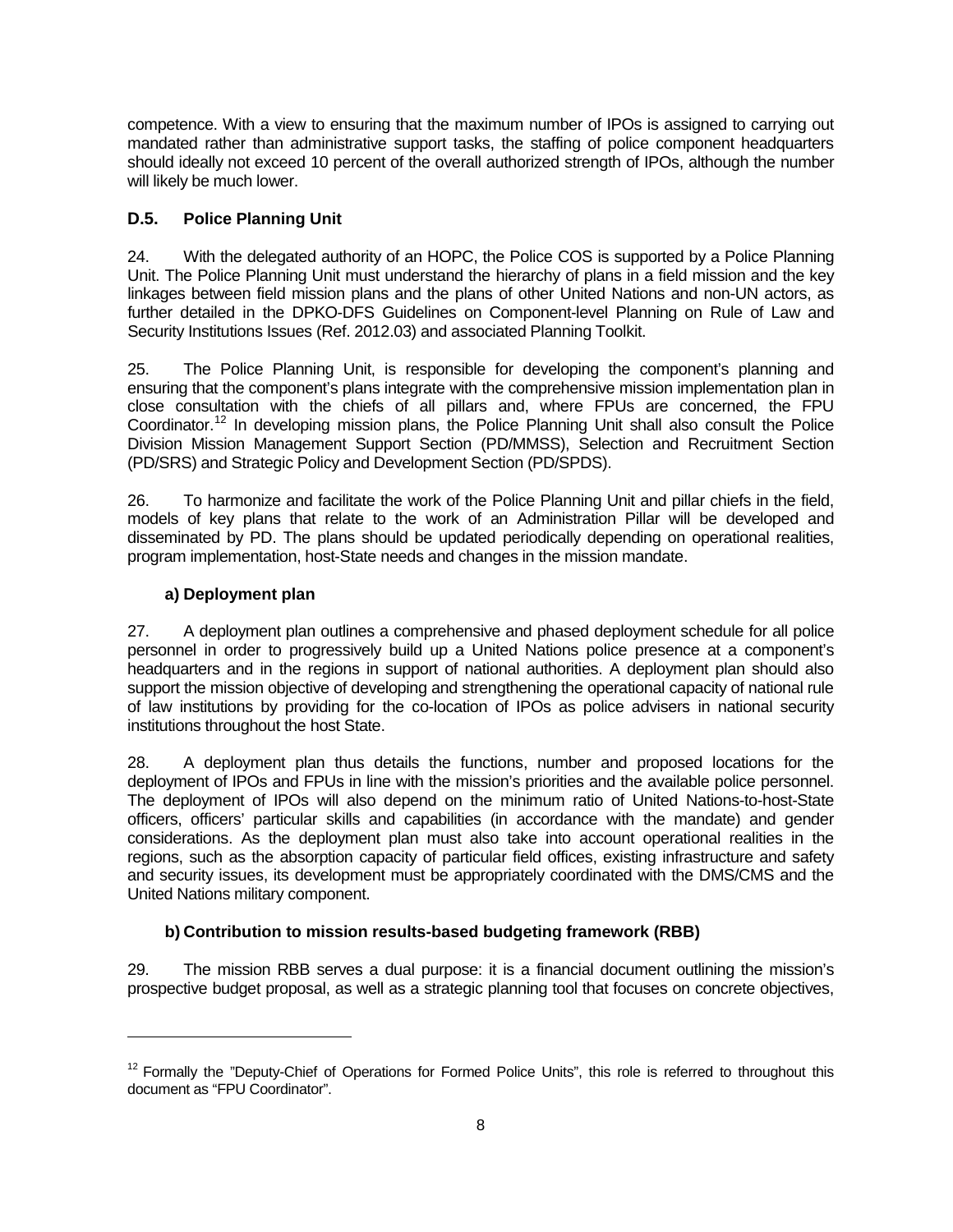competence. With a view to ensuring that the maximum number of IPOs is assigned to carrying out mandated rather than administrative support tasks, the staffing of police component headquarters should ideally not exceed 10 percent of the overall authorized strength of IPOs, although the number will likely be much lower.

### D.5. Police Planning Unit

24. With the delegated authority of an HOPC, the Police COS is supported by a Police Planning Unit. The Police Planning Unit must understand the hierarchy of plans in a field mission and the key linkages between field mission plans and the plans of other United Nations and non-UN actors, as further detailed in the DPKO-DFS Guidelines on Component-level Planning on Rule of Law and Security Institutions Issues (Ref. 2012.03) and associated Planning Toolkit.

25. The Police Planning Unit, is responsible for developing the component's planning and ensuring that the component's plans integrate with the comprehensive mission implementation plan in close consultation with the chiefs of all pillars and, where FPUs are concerned, the FPU Coordinator.[12] In developing mission plans, the Police Planning Unit shall also consult the Police Division Mission Management Support Section (PD/MMSS), Selection and Recruitment Section (PD/SRS) and Strategic Policy and Development Section (PD/SPDS).

26. To harmonize and facilitate the work of the Police Planning Unit and pillar chiefs in the field, models of key plans that relate to the work of an Administration Pillar will be developed and disseminated by PD. The plans should be updated periodically depending on operational realities, program implementation, host-State needs and changes in the mission mandate.

#### a) Deployment plan

27. A deployment plan outlines a comprehensive and phased deployment schedule for all police personnel in order to progressively build up a United Nations police presence at a component's headquarters and in the regions in support of national authorities. A deployment plan should also support the mission objective of developing and strengthening the operational capacity of national rule of law institutions by providing for the co-location of IPOs as police advisers in national security institutions throughout the host State.

28. A deployment plan thus details the functions, number and proposed locations for the deployment of IPOs and FPUs in line with the mission's priorities and the available police personnel. The deployment of IPOs will also depend on the minimum ratio of United Nations-to-host-State officers, officers' particular skills and capabilities (in accordance with the mandate) and gender considerations. As the deployment plan must also take into account operational realities in the regions, such as the absorption capacity of particular field offices, existing infrastructure and safety and security issues, its development must be appropriately coordinated with the DMS/CMS and the United Nations military component.

#### b) Contribution to mission results-based budgeting framework (RBB)

29. The mission RBB serves a dual purpose: it is a financial document outlining the mission's prospective budget proposal, as well as a strategic planning tool that focuses on concrete objectives,

---

[12] Formally the "Deputy-Chief of Operations for Formed Police Units", this role is referred to throughout this document as "FPU Coordinator".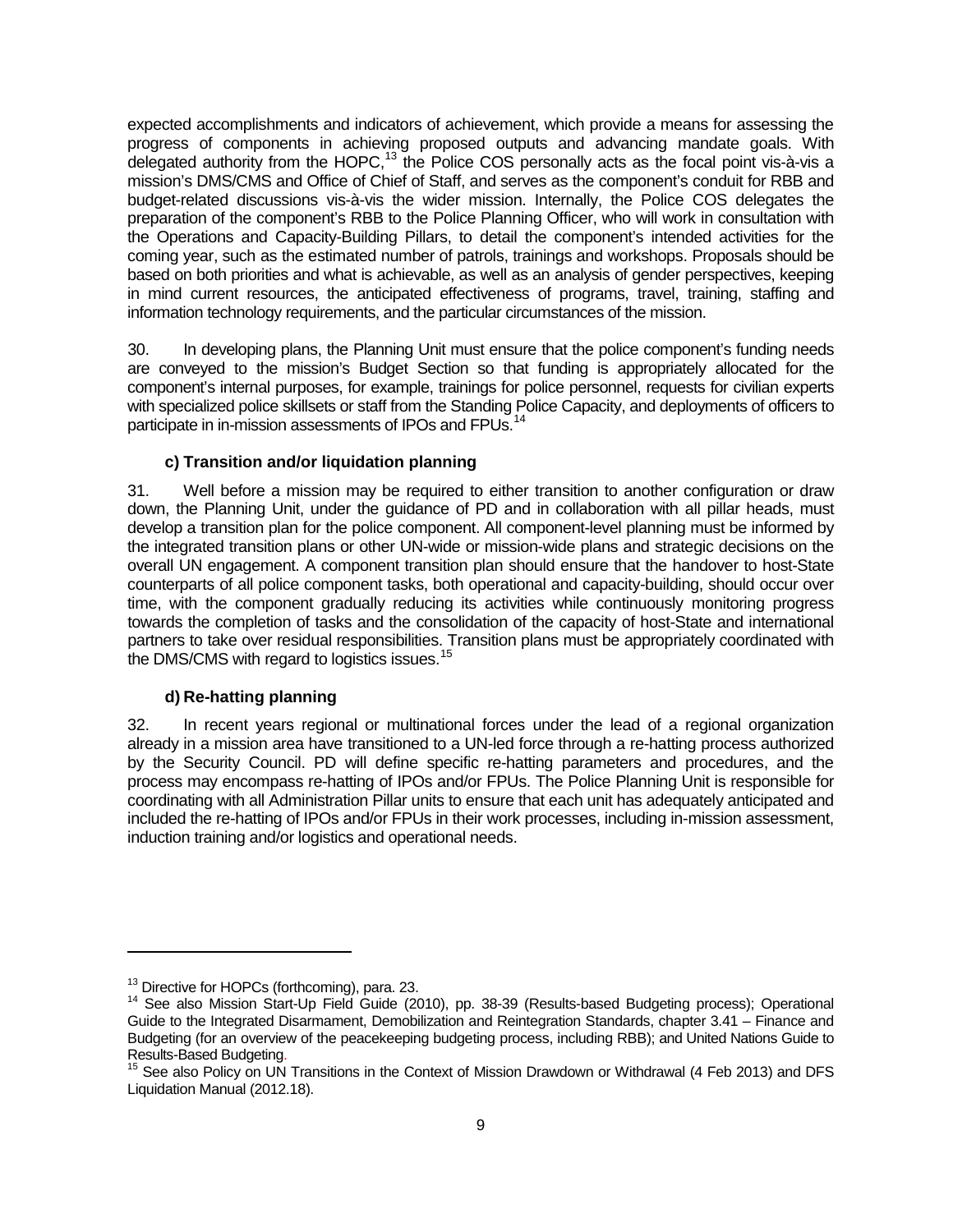expected accomplishments and indicators of achievement, which provide a means for assessing the progress of components in achieving proposed outputs and advancing mandate goals. With delegated authority from the HOPC,[13] the Police COS personally acts as the focal point vis-à-vis a mission's DMS/CMS and Office of Chief of Staff, and serves as the component's conduit for RBB and budget-related discussions vis-à-vis the wider mission. Internally, the Police COS delegates the preparation of the component's RBB to the Police Planning Officer, who will work in consultation with the Operations and Capacity-Building Pillars, to detail the component's intended activities for the coming year, such as the estimated number of patrols, trainings and workshops. Proposals should be based on both priorities and what is achievable, as well as an analysis of gender perspectives, keeping in mind current resources, the anticipated effectiveness of programs, travel, training, staffing and information technology requirements, and the particular circumstances of the mission.

30. In developing plans, the Planning Unit must ensure that the police component's funding needs are conveyed to the mission's Budget Section so that funding is appropriately allocated for the component's internal purposes, for example, trainings for police personnel, requests for civilian experts with specialized police skillsets or staff from the Standing Police Capacity, and deployments of officers to participate in in-mission assessments of IPOs and FPUs.[14]

#### c) Transition and/or liquidation planning

31. Well before a mission may be required to either transition to another configuration or draw down, the Planning Unit, under the guidance of PD and in collaboration with all pillar heads, must develop a transition plan for the police component. All component-level planning must be informed by the integrated transition plans or other UN-wide or mission-wide plans and strategic decisions on the overall UN engagement. A component transition plan should ensure that the handover to host-State counterparts of all police component tasks, both operational and capacity-building, should occur over time, with the component gradually reducing its activities while continuously monitoring progress towards the completion of tasks and the consolidation of the capacity of host-State and international partners to take over residual responsibilities. Transition plans must be appropriately coordinated with the DMS/CMS with regard to logistics issues.[15]

#### d) Re-hatting planning

32. In recent years regional or multinational forces under the lead of a regional organization already in a mission area have transitioned to a UN-led force through a re-hatting process authorized by the Security Council. PD will define specific re-hatting parameters and procedures, and the process may encompass re-hatting of IPOs and/or FPUs. The Police Planning Unit is responsible for coordinating with all Administration Pillar units to ensure that each unit has adequately anticipated and included the re-hatting of IPOs and/or FPUs in their work processes, including in-mission assessment, induction training and/or logistics and operational needs.

---

[13] Directive for HOPCs (forthcoming), para. 23.

[14] See also Mission Start-Up Field Guide (2010), pp. 38-39 (Results-based Budgeting process); Operational Guide to the Integrated Disarmament, Demobilization and Reintegration Standards, chapter 3.41 – Finance and Budgeting (for an overview of the peacekeeping budgeting process, including RBB); and United Nations Guide to Results-Based Budgeting.

[15] See also Policy on UN Transitions in the Context of Mission Drawdown or Withdrawal (4 Feb 2013) and DFS Liquidation Manual (2012.18).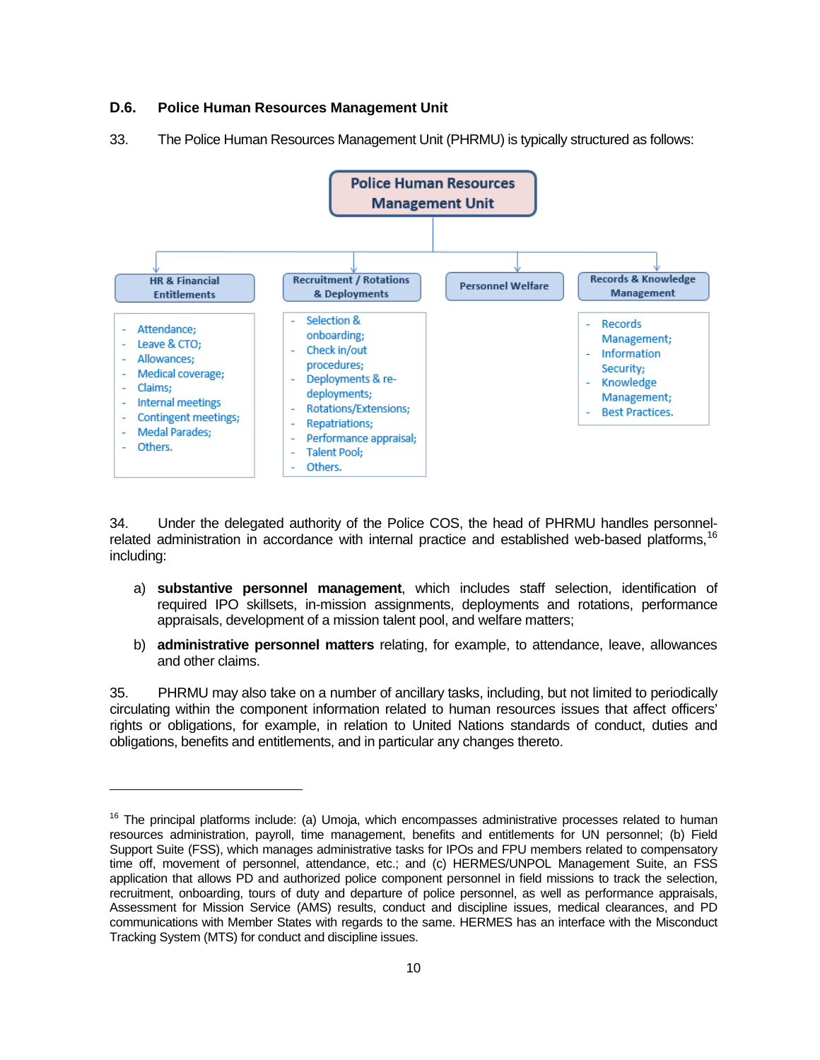### D.6. Police Human Resources Management Unit

33. The Police Human Resources Management Unit (PHRMU) is typically structured as follows:

**Police Human Resources Management Unit**

- **HR & Financial Entitlements**
  - Attendance;
  - Leave & CTO;
  - Allowances;
  - Medical coverage;
  - Claims;
  - Internal meetings
  - Contingent meetings;
  - Medal Parades;
  - Others.
- **Recruitment / Rotations & Deployments**
  - Selection & onboarding;
  - Check in/out procedures;
  - Deployments & re-deployments;
  - Rotations/Extensions;
  - Repatriations;
  - Performance appraisal;
  - Talent Pool;
  - Others.
- **Personnel Welfare**
- **Records & Knowledge Management**
  - Records Management;
  - Information Security;
  - Knowledge Management;
  - Best Practices.

34. Under the delegated authority of the Police COS, the head of PHRMU handles personnel-related administration in accordance with internal practice and established web-based platforms,[16] including:

a) **substantive personnel management**, which includes staff selection, identification of required IPO skillsets, in-mission assignments, deployments and rotations, performance appraisals, development of a mission talent pool, and welfare matters;

b) **administrative personnel matters** relating, for example, to attendance, leave, allowances and other claims.

35. PHRMU may also take on a number of ancillary tasks, including, but not limited to periodically circulating within the component information related to human resources issues that affect officers' rights or obligations, for example, in relation to United Nations standards of conduct, duties and obligations, benefits and entitlements, and in particular any changes thereto.

---

[16] The principal platforms include: (a) Umoja, which encompasses administrative processes related to human resources administration, payroll, time management, benefits and entitlements for UN personnel; (b) Field Support Suite (FSS), which manages administrative tasks for IPOs and FPU members related to compensatory time off, movement of personnel, attendance, etc.; and (c) HERMES/UNPOL Management Suite, an FSS application that allows PD and authorized police component personnel in field missions to track the selection, recruitment, onboarding, tours of duty and departure of police personnel, as well as performance appraisals, Assessment for Mission Service (AMS) results, conduct and discipline issues, medical clearances, and PD communications with Member States with regards to the same. HERMES has an interface with the Misconduct Tracking System (MTS) for conduct and discipline issues.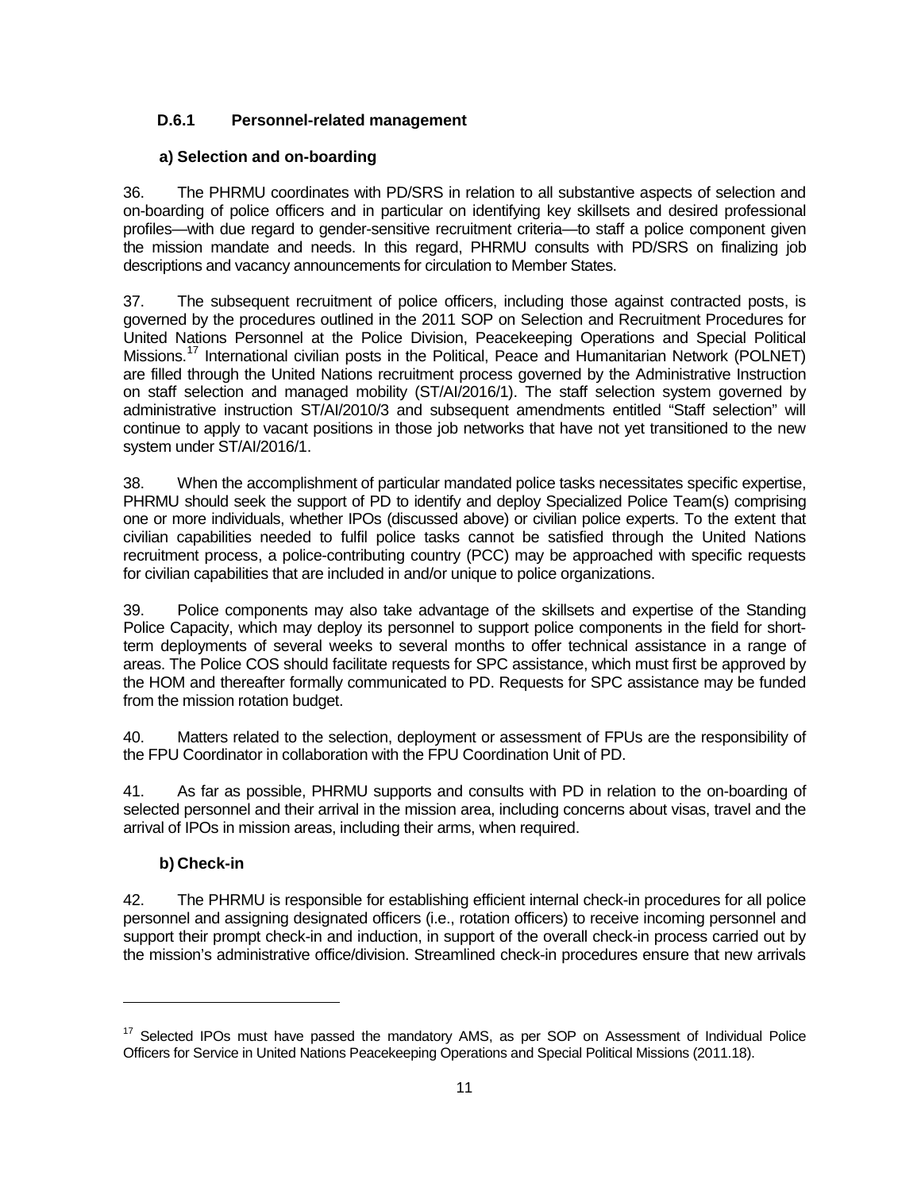### D.6.1 Personnel-related management

#### a) Selection and on-boarding

36. The PHRMU coordinates with PD/SRS in relation to all substantive aspects of selection and on-boarding of police officers and in particular on identifying key skillsets and desired professional profiles—with due regard to gender-sensitive recruitment criteria—to staff a police component given the mission mandate and needs. In this regard, PHRMU consults with PD/SRS on finalizing job descriptions and vacancy announcements for circulation to Member States.

37. The subsequent recruitment of police officers, including those against contracted posts, is governed by the procedures outlined in the 2011 SOP on Selection and Recruitment Procedures for United Nations Personnel at the Police Division, Peacekeeping Operations and Special Political Missions.[17] International civilian posts in the Political, Peace and Humanitarian Network (POLNET) are filled through the United Nations recruitment process governed by the Administrative Instruction on staff selection and managed mobility (ST/AI/2016/1). The staff selection system governed by administrative instruction ST/AI/2010/3 and subsequent amendments entitled "Staff selection" will continue to apply to vacant positions in those job networks that have not yet transitioned to the new system under ST/AI/2016/1.

38. When the accomplishment of particular mandated police tasks necessitates specific expertise, PHRMU should seek the support of PD to identify and deploy Specialized Police Team(s) comprising one or more individuals, whether IPOs (discussed above) or civilian police experts. To the extent that civilian capabilities needed to fulfil police tasks cannot be satisfied through the United Nations recruitment process, a police-contributing country (PCC) may be approached with specific requests for civilian capabilities that are included in and/or unique to police organizations.

39. Police components may also take advantage of the skillsets and expertise of the Standing Police Capacity, which may deploy its personnel to support police components in the field for short-term deployments of several weeks to several months to offer technical assistance in a range of areas. The Police COS should facilitate requests for SPC assistance, which must first be approved by the HOM and thereafter formally communicated to PD. Requests for SPC assistance may be funded from the mission rotation budget.

40. Matters related to the selection, deployment or assessment of FPUs are the responsibility of the FPU Coordinator in collaboration with the FPU Coordination Unit of PD.

41. As far as possible, PHRMU supports and consults with PD in relation to the on-boarding of selected personnel and their arrival in the mission area, including concerns about visas, travel and the arrival of IPOs in mission areas, including their arms, when required.

#### b) Check-in

42. The PHRMU is responsible for establishing efficient internal check-in procedures for all police personnel and assigning designated officers (i.e., rotation officers) to receive incoming personnel and support their prompt check-in and induction, in support of the overall check-in process carried out by the mission's administrative office/division. Streamlined check-in procedures ensure that new arrivals

---

[17] Selected IPOs must have passed the mandatory AMS, as per SOP on Assessment of Individual Police Officers for Service in United Nations Peacekeeping Operations and Special Political Missions (2011.18).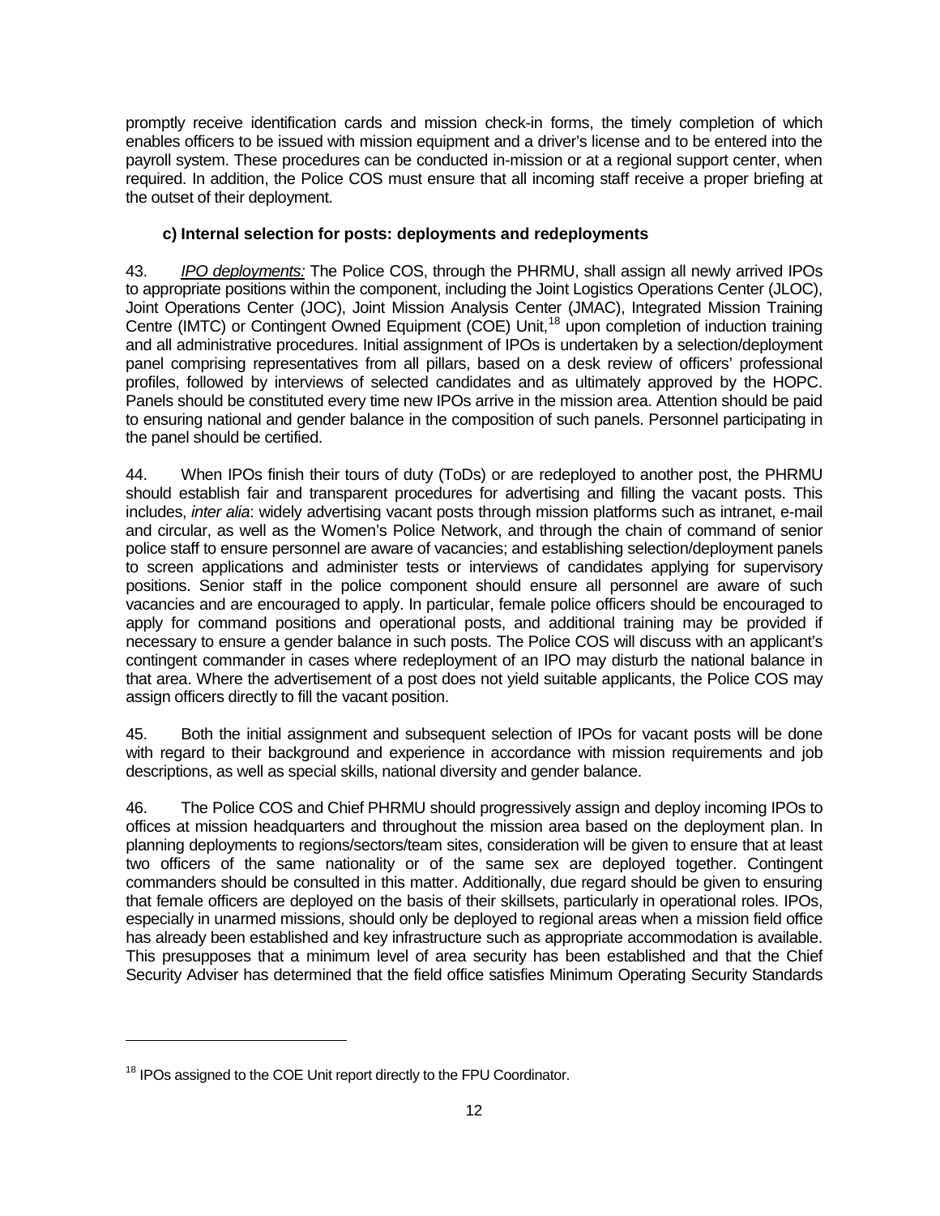promptly receive identification cards and mission check-in forms, the timely completion of which enables officers to be issued with mission equipment and a driver's license and to be entered into the payroll system. These procedures can be conducted in-mission or at a regional support center, when required. In addition, the Police COS must ensure that all incoming staff receive a proper briefing at the outset of their deployment.

### c) Internal selection for posts: deployments and redeployments

43. *IPO deployments:* The Police COS, through the PHRMU, shall assign all newly arrived IPOs to appropriate positions within the component, including the Joint Logistics Operations Center (JLOC), Joint Operations Center (JOC), Joint Mission Analysis Center (JMAC), Integrated Mission Training Centre (IMTC) or Contingent Owned Equipment (COE) Unit,[18] upon completion of induction training and all administrative procedures. Initial assignment of IPOs is undertaken by a selection/deployment panel comprising representatives from all pillars, based on a desk review of officers' professional profiles, followed by interviews of selected candidates and as ultimately approved by the HOPC. Panels should be constituted every time new IPOs arrive in the mission area. Attention should be paid to ensuring national and gender balance in the composition of such panels. Personnel participating in the panel should be certified.

44. When IPOs finish their tours of duty (ToDs) or are redeployed to another post, the PHRMU should establish fair and transparent procedures for advertising and filling the vacant posts. This includes, *inter alia*: widely advertising vacant posts through mission platforms such as intranet, e-mail and circular, as well as the Women's Police Network, and through the chain of command of senior police staff to ensure personnel are aware of vacancies; and establishing selection/deployment panels to screen applications and administer tests or interviews of candidates applying for supervisory positions. Senior staff in the police component should ensure all personnel are aware of such vacancies and are encouraged to apply. In particular, female police officers should be encouraged to apply for command positions and operational posts, and additional training may be provided if necessary to ensure a gender balance in such posts. The Police COS will discuss with an applicant's contingent commander in cases where redeployment of an IPO may disturb the national balance in that area. Where the advertisement of a post does not yield suitable applicants, the Police COS may assign officers directly to fill the vacant position.

45. Both the initial assignment and subsequent selection of IPOs for vacant posts will be done with regard to their background and experience in accordance with mission requirements and job descriptions, as well as special skills, national diversity and gender balance.

46. The Police COS and Chief PHRMU should progressively assign and deploy incoming IPOs to offices at mission headquarters and throughout the mission area based on the deployment plan. In planning deployments to regions/sectors/team sites, consideration will be given to ensure that at least two officers of the same nationality or of the same sex are deployed together. Contingent commanders should be consulted in this matter. Additionally, due regard should be given to ensuring that female officers are deployed on the basis of their skillsets, particularly in operational roles. IPOs, especially in unarmed missions, should only be deployed to regional areas when a mission field office has already been established and key infrastructure such as appropriate accommodation is available. This presupposes that a minimum level of area security has been established and that the Chief Security Adviser has determined that the field office satisfies Minimum Operating Security Standards

---

[18] IPOs assigned to the COE Unit report directly to the FPU Coordinator.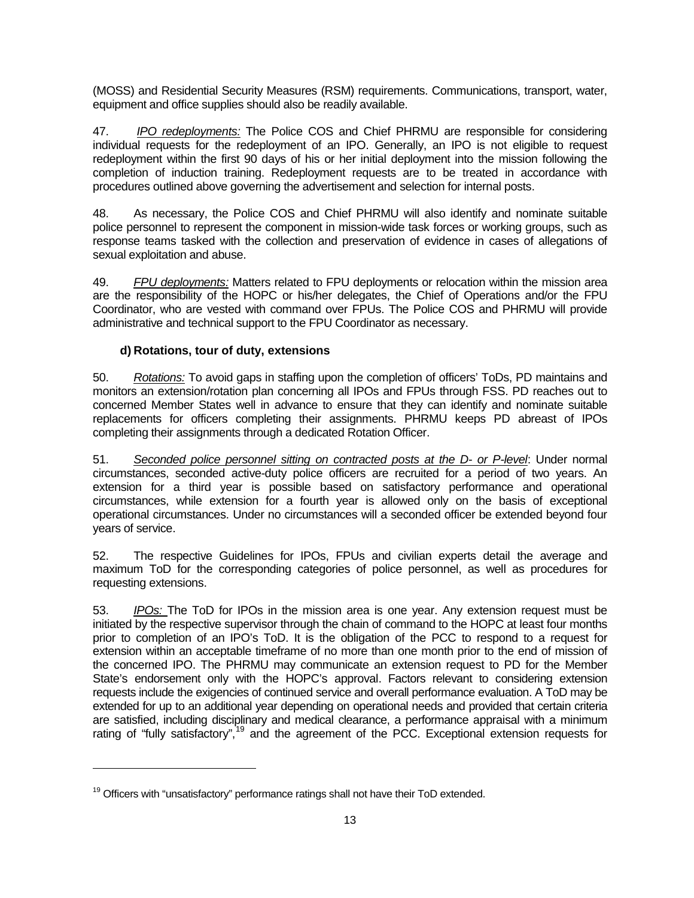(MOSS) and Residential Security Measures (RSM) requirements. Communications, transport, water, equipment and office supplies should also be readily available.

47. *IPO redeployments:* The Police COS and Chief PHRMU are responsible for considering individual requests for the redeployment of an IPO. Generally, an IPO is not eligible to request redeployment within the first 90 days of his or her initial deployment into the mission following the completion of induction training. Redeployment requests are to be treated in accordance with procedures outlined above governing the advertisement and selection for internal posts.

48. As necessary, the Police COS and Chief PHRMU will also identify and nominate suitable police personnel to represent the component in mission-wide task forces or working groups, such as response teams tasked with the collection and preservation of evidence in cases of allegations of sexual exploitation and abuse.

49. *FPU deployments:* Matters related to FPU deployments or relocation within the mission area are the responsibility of the HOPC or his/her delegates, the Chief of Operations and/or the FPU Coordinator, who are vested with command over FPUs. The Police COS and PHRMU will provide administrative and technical support to the FPU Coordinator as necessary.

### d) Rotations, tour of duty, extensions

50. *Rotations:* To avoid gaps in staffing upon the completion of officers' ToDs, PD maintains and monitors an extension/rotation plan concerning all IPOs and FPUs through FSS. PD reaches out to concerned Member States well in advance to ensure that they can identify and nominate suitable replacements for officers completing their assignments. PHRMU keeps PD abreast of IPOs completing their assignments through a dedicated Rotation Officer.

51. *Seconded police personnel sitting on contracted posts at the D- or P-level*: Under normal circumstances, seconded active-duty police officers are recruited for a period of two years. An extension for a third year is possible based on satisfactory performance and operational circumstances, while extension for a fourth year is allowed only on the basis of exceptional operational circumstances. Under no circumstances will a seconded officer be extended beyond four years of service.

52. The respective Guidelines for IPOs, FPUs and civilian experts detail the average and maximum ToD for the corresponding categories of police personnel, as well as procedures for requesting extensions.

53. *IPOs:* The ToD for IPOs in the mission area is one year. Any extension request must be initiated by the respective supervisor through the chain of command to the HOPC at least four months prior to completion of an IPO's ToD. It is the obligation of the PCC to respond to a request for extension within an acceptable timeframe of no more than one month prior to the end of mission of the concerned IPO. The PHRMU may communicate an extension request to PD for the Member State's endorsement only with the HOPC's approval. Factors relevant to considering extension requests include the exigencies of continued service and overall performance evaluation. A ToD may be extended for up to an additional year depending on operational needs and provided that certain criteria are satisfied, including disciplinary and medical clearance, a performance appraisal with a minimum rating of "fully satisfactory",[19] and the agreement of the PCC. Exceptional extension requests for

---

[19] Officers with "unsatisfactory" performance ratings shall not have their ToD extended.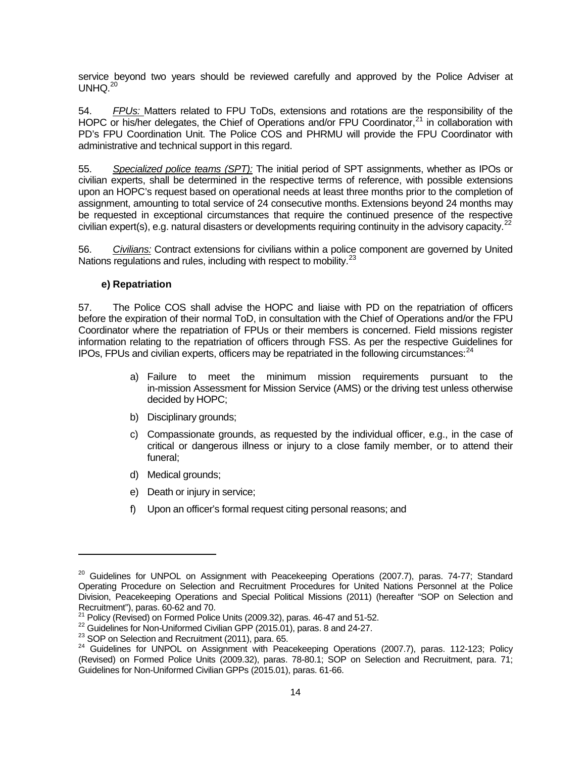service beyond two years should be reviewed carefully and approved by the Police Adviser at UNHQ.[20]

54. *FPUs:* Matters related to FPU ToDs, extensions and rotations are the responsibility of the HOPC or his/her delegates, the Chief of Operations and/or FPU Coordinator,[21] in collaboration with PD's FPU Coordination Unit. The Police COS and PHRMU will provide the FPU Coordinator with administrative and technical support in this regard.

55. *Specialized police teams (SPT):* The initial period of SPT assignments, whether as IPOs or civilian experts, shall be determined in the respective terms of reference, with possible extensions upon an HOPC's request based on operational needs at least three months prior to the completion of assignment, amounting to total service of 24 consecutive months. Extensions beyond 24 months may be requested in exceptional circumstances that require the continued presence of the respective civilian expert(s), e.g. natural disasters or developments requiring continuity in the advisory capacity.[22]

56. *Civilians:* Contract extensions for civilians within a police component are governed by United Nations regulations and rules, including with respect to mobility.[23]

### e) Repatriation

57. The Police COS shall advise the HOPC and liaise with PD on the repatriation of officers before the expiration of their normal ToD, in consultation with the Chief of Operations and/or the FPU Coordinator where the repatriation of FPUs or their members is concerned. Field missions register information relating to the repatriation of officers through FSS. As per the respective Guidelines for IPOs, FPUs and civilian experts, officers may be repatriated in the following circumstances:[24]

a) Failure to meet the minimum mission requirements pursuant to the in-mission Assessment for Mission Service (AMS) or the driving test unless otherwise decided by HOPC;

b) Disciplinary grounds;

c) Compassionate grounds, as requested by the individual officer, e.g., in the case of critical or dangerous illness or injury to a close family member, or to attend their funeral;

d) Medical grounds;

e) Death or injury in service;

f) Upon an officer's formal request citing personal reasons; and

---

[20] Guidelines for UNPOL on Assignment with Peacekeeping Operations (2007.7), paras. 74-77; Standard Operating Procedure on Selection and Recruitment Procedures for United Nations Personnel at the Police Division, Peacekeeping Operations and Special Political Missions (2011) (hereafter "SOP on Selection and Recruitment"), paras. 60-62 and 70.

[21] Policy (Revised) on Formed Police Units (2009.32), paras. 46-47 and 51-52.

[22] Guidelines for Non-Uniformed Civilian GPP (2015.01), paras. 8 and 24-27.

[23] SOP on Selection and Recruitment (2011), para. 65.

[24] Guidelines for UNPOL on Assignment with Peacekeeping Operations (2007.7), paras. 112-123; Policy (Revised) on Formed Police Units (2009.32), paras. 78-80.1; SOP on Selection and Recruitment, para. 71; Guidelines for Non-Uniformed Civilian GPPs (2015.01), paras. 61-66.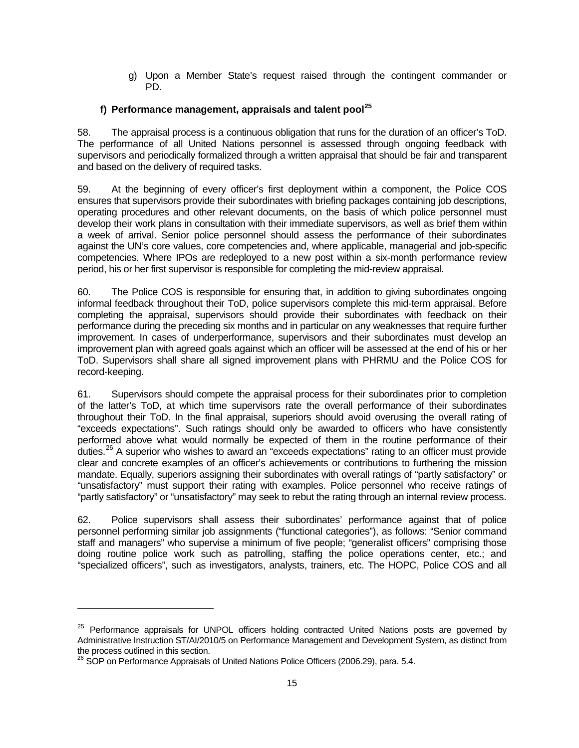g) Upon a Member State's request raised through the contingent commander or PD.

### f) Performance management, appraisals and talent pool[25]

58. The appraisal process is a continuous obligation that runs for the duration of an officer's ToD. The performance of all United Nations personnel is assessed through ongoing feedback with supervisors and periodically formalized through a written appraisal that should be fair and transparent and based on the delivery of required tasks.

59. At the beginning of every officer's first deployment within a component, the Police COS ensures that supervisors provide their subordinates with briefing packages containing job descriptions, operating procedures and other relevant documents, on the basis of which police personnel must develop their work plans in consultation with their immediate supervisors, as well as brief them within a week of arrival. Senior police personnel should assess the performance of their subordinates against the UN's core values, core competencies and, where applicable, managerial and job-specific competencies. Where IPOs are redeployed to a new post within a six-month performance review period, his or her first supervisor is responsible for completing the mid-review appraisal.

60. The Police COS is responsible for ensuring that, in addition to giving subordinates ongoing informal feedback throughout their ToD, police supervisors complete this mid-term appraisal. Before completing the appraisal, supervisors should provide their subordinates with feedback on their performance during the preceding six months and in particular on any weaknesses that require further improvement. In cases of underperformance, supervisors and their subordinates must develop an improvement plan with agreed goals against which an officer will be assessed at the end of his or her ToD. Supervisors shall share all signed improvement plans with PHRMU and the Police COS for record-keeping.

61. Supervisors should compete the appraisal process for their subordinates prior to completion of the latter's ToD, at which time supervisors rate the overall performance of their subordinates throughout their ToD. In the final appraisal, superiors should avoid overusing the overall rating of "exceeds expectations". Such ratings should only be awarded to officers who have consistently performed above what would normally be expected of them in the routine performance of their duties.[26] A superior who wishes to award an "exceeds expectations" rating to an officer must provide clear and concrete examples of an officer's achievements or contributions to furthering the mission mandate. Equally, superiors assigning their subordinates with overall ratings of "partly satisfactory" or "unsatisfactory" must support their rating with examples. Police personnel who receive ratings of "partly satisfactory" or "unsatisfactory" may seek to rebut the rating through an internal review process.

62. Police supervisors shall assess their subordinates' performance against that of police personnel performing similar job assignments ("functional categories"), as follows: "Senior command staff and managers" who supervise a minimum of five people; "generalist officers" comprising those doing routine police work such as patrolling, staffing the police operations center, etc.; and "specialized officers", such as investigators, analysts, trainers, etc. The HOPC, Police COS and all

---

[25] Performance appraisals for UNPOL officers holding contracted United Nations posts are governed by Administrative Instruction ST/AI/2010/5 on Performance Management and Development System, as distinct from the process outlined in this section.

[26] SOP on Performance Appraisals of United Nations Police Officers (2006.29), para. 5.4.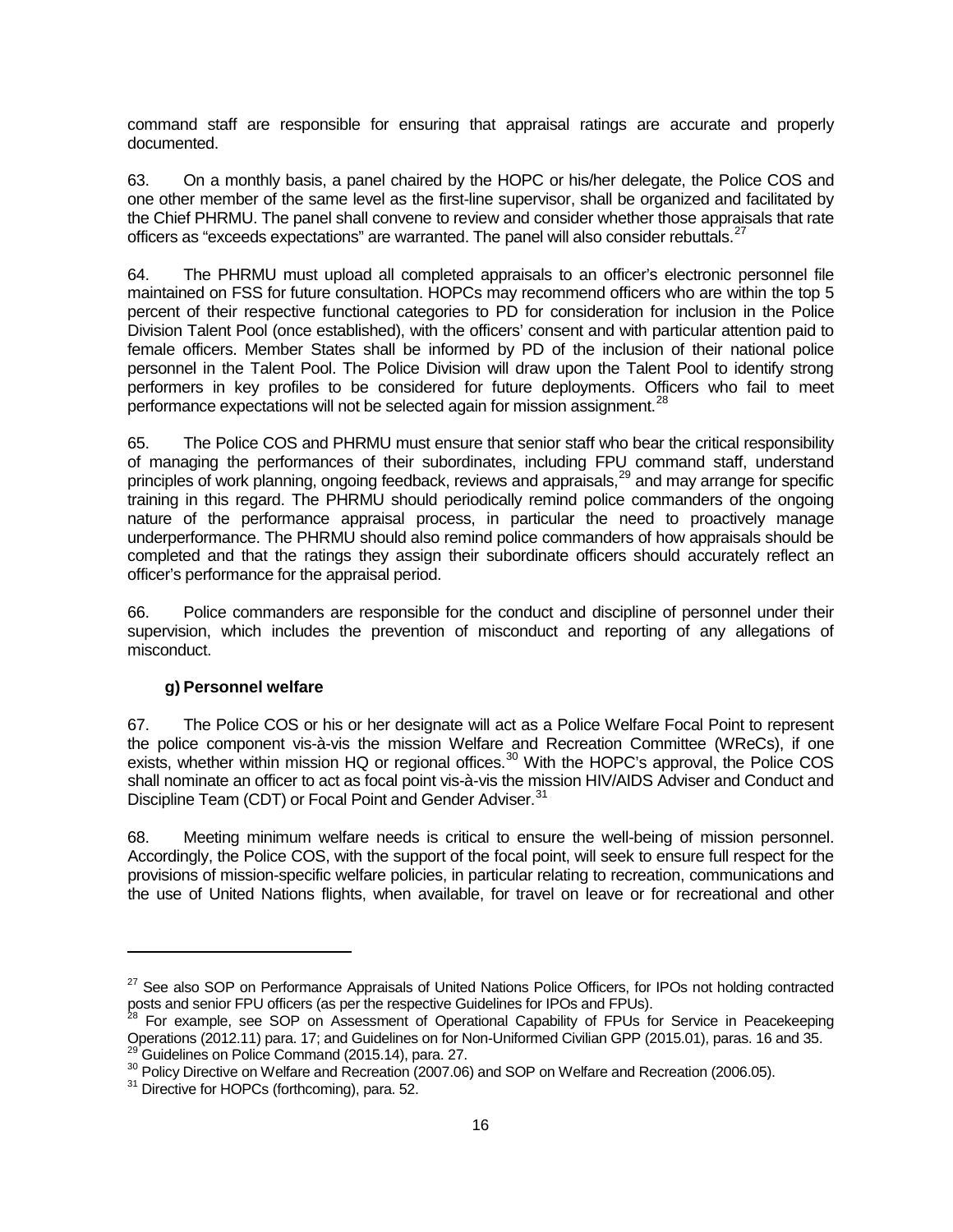command staff are responsible for ensuring that appraisal ratings are accurate and properly documented.

63. On a monthly basis, a panel chaired by the HOPC or his/her delegate, the Police COS and one other member of the same level as the first-line supervisor, shall be organized and facilitated by the Chief PHRMU. The panel shall convene to review and consider whether those appraisals that rate officers as "exceeds expectations" are warranted. The panel will also consider rebuttals.[27]

64. The PHRMU must upload all completed appraisals to an officer's electronic personnel file maintained on FSS for future consultation. HOPCs may recommend officers who are within the top 5 percent of their respective functional categories to PD for consideration for inclusion in the Police Division Talent Pool (once established), with the officers' consent and with particular attention paid to female officers. Member States shall be informed by PD of the inclusion of their national police personnel in the Talent Pool. The Police Division will draw upon the Talent Pool to identify strong performers in key profiles to be considered for future deployments. Officers who fail to meet performance expectations will not be selected again for mission assignment.[28]

65. The Police COS and PHRMU must ensure that senior staff who bear the critical responsibility of managing the performances of their subordinates, including FPU command staff, understand principles of work planning, ongoing feedback, reviews and appraisals,[29] and may arrange for specific training in this regard. The PHRMU should periodically remind police commanders of the ongoing nature of the performance appraisal process, in particular the need to proactively manage underperformance. The PHRMU should also remind police commanders of how appraisals should be completed and that the ratings they assign their subordinate officers should accurately reflect an officer's performance for the appraisal period.

66. Police commanders are responsible for the conduct and discipline of personnel under their supervision, which includes the prevention of misconduct and reporting of any allegations of misconduct.

### g) Personnel welfare

67. The Police COS or his or her designate will act as a Police Welfare Focal Point to represent the police component vis-à-vis the mission Welfare and Recreation Committee (WReCs), if one exists, whether within mission HQ or regional offices.[30] With the HOPC's approval, the Police COS shall nominate an officer to act as focal point vis-à-vis the mission HIV/AIDS Adviser and Conduct and Discipline Team (CDT) or Focal Point and Gender Adviser.[31]

68. Meeting minimum welfare needs is critical to ensure the well-being of mission personnel. Accordingly, the Police COS, with the support of the focal point, will seek to ensure full respect for the provisions of mission-specific welfare policies, in particular relating to recreation, communications and the use of United Nations flights, when available, for travel on leave or for recreational and other

---

[27] See also SOP on Performance Appraisals of United Nations Police Officers, for IPOs not holding contracted posts and senior FPU officers (as per the respective Guidelines for IPOs and FPUs).

[28] For example, see SOP on Assessment of Operational Capability of FPUs for Service in Peacekeeping Operations (2012.11) para. 17; and Guidelines on for Non-Uniformed Civilian GPP (2015.01), paras. 16 and 35.

[29] Guidelines on Police Command (2015.14), para. 27.

[30] Policy Directive on Welfare and Recreation (2007.06) and SOP on Welfare and Recreation (2006.05).

[31] Directive for HOPCs (forthcoming), para. 52.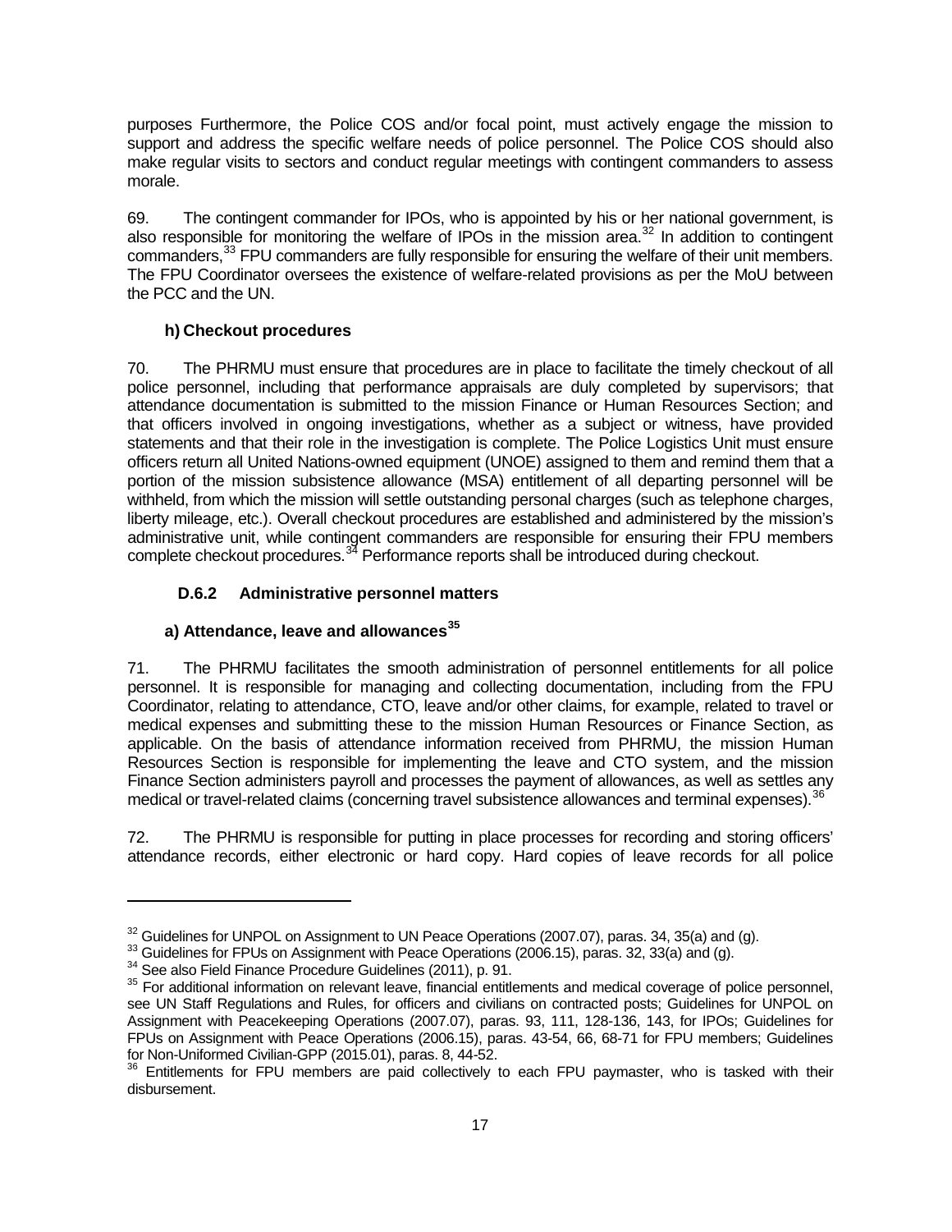purposes Furthermore, the Police COS and/or focal point, must actively engage the mission to support and address the specific welfare needs of police personnel. The Police COS should also make regular visits to sectors and conduct regular meetings with contingent commanders to assess morale.

69. The contingent commander for IPOs, who is appointed by his or her national government, is also responsible for monitoring the welfare of IPOs in the mission area.[32] In addition to contingent commanders,[33] FPU commanders are fully responsible for ensuring the welfare of their unit members. The FPU Coordinator oversees the existence of welfare-related provisions as per the MoU between the PCC and the UN.

### h) Checkout procedures

70. The PHRMU must ensure that procedures are in place to facilitate the timely checkout of all police personnel, including that performance appraisals are duly completed by supervisors; that attendance documentation is submitted to the mission Finance or Human Resources Section; and that officers involved in ongoing investigations, whether as a subject or witness, have provided statements and that their role in the investigation is complete. The Police Logistics Unit must ensure officers return all United Nations-owned equipment (UNOE) assigned to them and remind them that a portion of the mission subsistence allowance (MSA) entitlement of all departing personnel will be withheld, from which the mission will settle outstanding personal charges (such as telephone charges, liberty mileage, etc.). Overall checkout procedures are established and administered by the mission's administrative unit, while contingent commanders are responsible for ensuring their FPU members complete checkout procedures.[34] Performance reports shall be introduced during checkout.

## D.6.2 Administrative personnel matters

### a) Attendance, leave and allowances[35]

71. The PHRMU facilitates the smooth administration of personnel entitlements for all police personnel. It is responsible for managing and collecting documentation, including from the FPU Coordinator, relating to attendance, CTO, leave and/or other claims, for example, related to travel or medical expenses and submitting these to the mission Human Resources or Finance Section, as applicable. On the basis of attendance information received from PHRMU, the mission Human Resources Section is responsible for implementing the leave and CTO system, and the mission Finance Section administers payroll and processes the payment of allowances, as well as settles any medical or travel-related claims (concerning travel subsistence allowances and terminal expenses).[36]

72. The PHRMU is responsible for putting in place processes for recording and storing officers' attendance records, either electronic or hard copy. Hard copies of leave records for all police

---

[32] Guidelines for UNPOL on Assignment to UN Peace Operations (2007.07), paras. 34, 35(a) and (g).

[33] Guidelines for FPUs on Assignment with Peace Operations (2006.15), paras. 32, 33(a) and (g).

[34] See also Field Finance Procedure Guidelines (2011), p. 91.

[35] For additional information on relevant leave, financial entitlements and medical coverage of police personnel, see UN Staff Regulations and Rules, for officers and civilians on contracted posts; Guidelines for UNPOL on Assignment with Peacekeeping Operations (2007.07), paras. 93, 111, 128-136, 143, for IPOs; Guidelines for FPUs on Assignment with Peace Operations (2006.15), paras. 43-54, 66, 68-71 for FPU members; Guidelines for Non-Uniformed Civilian-GPP (2015.01), paras. 8, 44-52.

[36] Entitlements for FPU members are paid collectively to each FPU paymaster, who is tasked with their disbursement.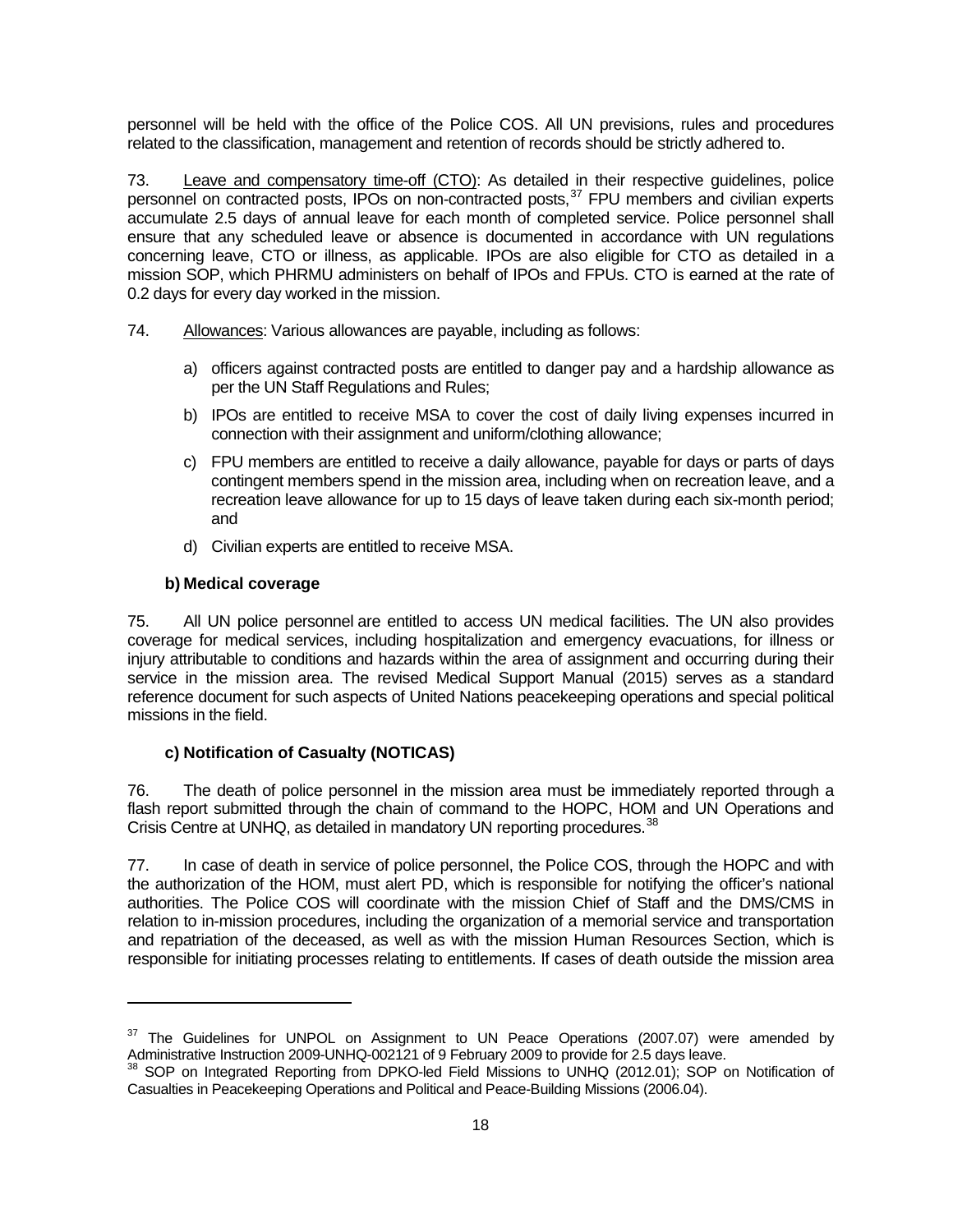personnel will be held with the office of the Police COS. All UN previsions, rules and procedures related to the classification, management and retention of records should be strictly adhered to.

73. Leave and compensatory time-off (CTO): As detailed in their respective guidelines, police personnel on contracted posts, IPOs on non-contracted posts,[37] FPU members and civilian experts accumulate 2.5 days of annual leave for each month of completed service. Police personnel shall ensure that any scheduled leave or absence is documented in accordance with UN regulations concerning leave, CTO or illness, as applicable. IPOs are also eligible for CTO as detailed in a mission SOP, which PHRMU administers on behalf of IPOs and FPUs. CTO is earned at the rate of 0.2 days for every day worked in the mission.

74. Allowances: Various allowances are payable, including as follows:

a) officers against contracted posts are entitled to danger pay and a hardship allowance as per the UN Staff Regulations and Rules;

b) IPOs are entitled to receive MSA to cover the cost of daily living expenses incurred in connection with their assignment and uniform/clothing allowance;

c) FPU members are entitled to receive a daily allowance, payable for days or parts of days contingent members spend in the mission area, including when on recreation leave, and a recreation leave allowance for up to 15 days of leave taken during each six-month period; and

d) Civilian experts are entitled to receive MSA.

### b) Medical coverage

75. All UN police personnel are entitled to access UN medical facilities. The UN also provides coverage for medical services, including hospitalization and emergency evacuations, for illness or injury attributable to conditions and hazards within the area of assignment and occurring during their service in the mission area. The revised Medical Support Manual (2015) serves as a standard reference document for such aspects of United Nations peacekeeping operations and special political missions in the field.

### c) Notification of Casualty (NOTICAS)

76. The death of police personnel in the mission area must be immediately reported through a flash report submitted through the chain of command to the HOPC, HOM and UN Operations and Crisis Centre at UNHQ, as detailed in mandatory UN reporting procedures.[38]

77. In case of death in service of police personnel, the Police COS, through the HOPC and with the authorization of the HOM, must alert PD, which is responsible for notifying the officer's national authorities. The Police COS will coordinate with the mission Chief of Staff and the DMS/CMS in relation to in-mission procedures, including the organization of a memorial service and transportation and repatriation of the deceased, as well as with the mission Human Resources Section, which is responsible for initiating processes relating to entitlements. If cases of death outside the mission area

---

[37] The Guidelines for UNPOL on Assignment to UN Peace Operations (2007.07) were amended by Administrative Instruction 2009-UNHQ-002121 of 9 February 2009 to provide for 2.5 days leave.

[38] SOP on Integrated Reporting from DPKO-led Field Missions to UNHQ (2012.01); SOP on Notification of Casualties in Peacekeeping Operations and Political and Peace-Building Missions (2006.04).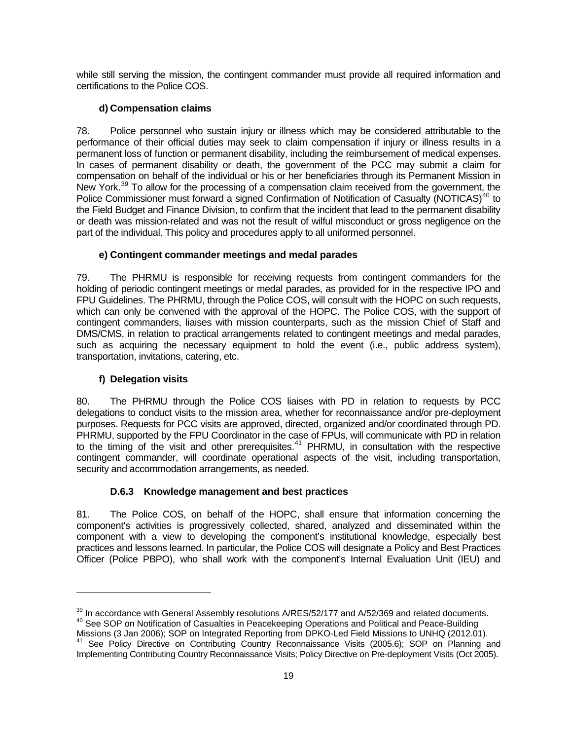while still serving the mission, the contingent commander must provide all required information and certifications to the Police COS.

### d) Compensation claims

78. Police personnel who sustain injury or illness which may be considered attributable to the performance of their official duties may seek to claim compensation if injury or illness results in a permanent loss of function or permanent disability, including the reimbursement of medical expenses. In cases of permanent disability or death, the government of the PCC may submit a claim for compensation on behalf of the individual or his or her beneficiaries through its Permanent Mission in New York.[39] To allow for the processing of a compensation claim received from the government, the Police Commissioner must forward a signed Confirmation of Notification of Casualty (NOTICAS)[40] to the Field Budget and Finance Division, to confirm that the incident that lead to the permanent disability or death was mission-related and was not the result of wilful misconduct or gross negligence on the part of the individual. This policy and procedures apply to all uniformed personnel.

### e) Contingent commander meetings and medal parades

79. The PHRMU is responsible for receiving requests from contingent commanders for the holding of periodic contingent meetings or medal parades, as provided for in the respective IPO and FPU Guidelines. The PHRMU, through the Police COS, will consult with the HOPC on such requests, which can only be convened with the approval of the HOPC. The Police COS, with the support of contingent commanders, liaises with mission counterparts, such as the mission Chief of Staff and DMS/CMS, in relation to practical arrangements related to contingent meetings and medal parades, such as acquiring the necessary equipment to hold the event (i.e., public address system), transportation, invitations, catering, etc.

### f) Delegation visits

80. The PHRMU through the Police COS liaises with PD in relation to requests by PCC delegations to conduct visits to the mission area, whether for reconnaissance and/or pre-deployment purposes. Requests for PCC visits are approved, directed, organized and/or coordinated through PD. PHRMU, supported by the FPU Coordinator in the case of FPUs, will communicate with PD in relation to the timing of the visit and other prerequisites.[41] PHRMU, in consultation with the respective contingent commander, will coordinate operational aspects of the visit, including transportation, security and accommodation arrangements, as needed.

### D.6.3 Knowledge management and best practices

81. The Police COS, on behalf of the HOPC, shall ensure that information concerning the component's activities is progressively collected, shared, analyzed and disseminated within the component with a view to developing the component's institutional knowledge, especially best practices and lessons learned. In particular, the Police COS will designate a Policy and Best Practices Officer (Police PBPO), who shall work with the component's Internal Evaluation Unit (IEU) and

---

[39] In accordance with General Assembly resolutions A/RES/52/177 and A/52/369 and related documents.

[40] See SOP on Notification of Casualties in Peacekeeping Operations and Political and Peace-Building Missions (3 Jan 2006); SOP on Integrated Reporting from DPKO-Led Field Missions to UNHQ (2012.01).

[41] See Policy Directive on Contributing Country Reconnaissance Visits (2005.6); SOP on Planning and Implementing Contributing Country Reconnaissance Visits; Policy Directive on Pre-deployment Visits (Oct 2005).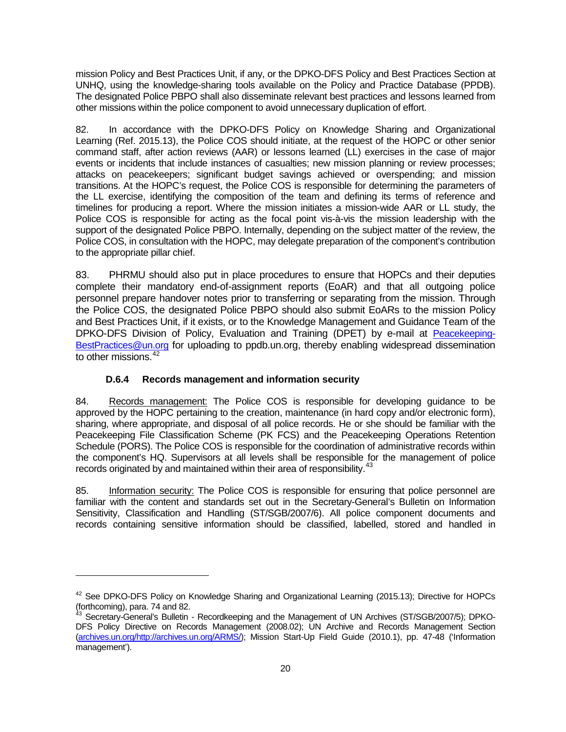mission Policy and Best Practices Unit, if any, or the DPKO-DFS Policy and Best Practices Section at UNHQ, using the knowledge-sharing tools available on the Policy and Practice Database (PPDB). The designated Police PBPO shall also disseminate relevant best practices and lessons learned from other missions within the police component to avoid unnecessary duplication of effort.

82. In accordance with the DPKO-DFS Policy on Knowledge Sharing and Organizational Learning (Ref. 2015.13), the Police COS should initiate, at the request of the HOPC or other senior command staff, after action reviews (AAR) or lessons learned (LL) exercises in the case of major events or incidents that include instances of casualties; new mission planning or review processes; attacks on peacekeepers; significant budget savings achieved or overspending; and mission transitions. At the HOPC's request, the Police COS is responsible for determining the parameters of the LL exercise, identifying the composition of the team and defining its terms of reference and timelines for producing a report. Where the mission initiates a mission-wide AAR or LL study, the Police COS is responsible for acting as the focal point vis-à-vis the mission leadership with the support of the designated Police PBPO. Internally, depending on the subject matter of the review, the Police COS, in consultation with the HOPC, may delegate preparation of the component's contribution to the appropriate pillar chief.

83. PHRMU should also put in place procedures to ensure that HOPCs and their deputies complete their mandatory end-of-assignment reports (EoAR) and that all outgoing police personnel prepare handover notes prior to transferring or separating from the mission. Through the Police COS, the designated Police PBPO should also submit EoARs to the mission Policy and Best Practices Unit, if it exists, or to the Knowledge Management and Guidance Team of the DPKO-DFS Division of Policy, Evaluation and Training (DPET) by e-mail at Peacekeeping-BestPractices@un.org for uploading to ppdb.un.org, thereby enabling widespread dissemination to other missions.[42]

### D.6.4 Records management and information security

84. Records management: The Police COS is responsible for developing guidance to be approved by the HOPC pertaining to the creation, maintenance (in hard copy and/or electronic form), sharing, where appropriate, and disposal of all police records. He or she should be familiar with the Peacekeeping File Classification Scheme (PK FCS) and the Peacekeeping Operations Retention Schedule (PORS). The Police COS is responsible for the coordination of administrative records within the component's HQ. Supervisors at all levels shall be responsible for the management of police records originated by and maintained within their area of responsibility.[43]

85. Information security: The Police COS is responsible for ensuring that police personnel are familiar with the content and standards set out in the Secretary-General's Bulletin on Information Sensitivity, Classification and Handling (ST/SGB/2007/6). All police component documents and records containing sensitive information should be classified, labelled, stored and handled in

---

[42] See DPKO-DFS Policy on Knowledge Sharing and Organizational Learning (2015.13); Directive for HOPCs (forthcoming), para. 74 and 82.

[43] Secretary-General's Bulletin - Recordkeeping and the Management of UN Archives (ST/SGB/2007/5); DPKO-DFS Policy Directive on Records Management (2008.02); UN Archive and Records Management Section (archives.un.org/http://archives.un.org/ARMS/); Mission Start-Up Field Guide (2010.1), pp. 47-48 ('Information management').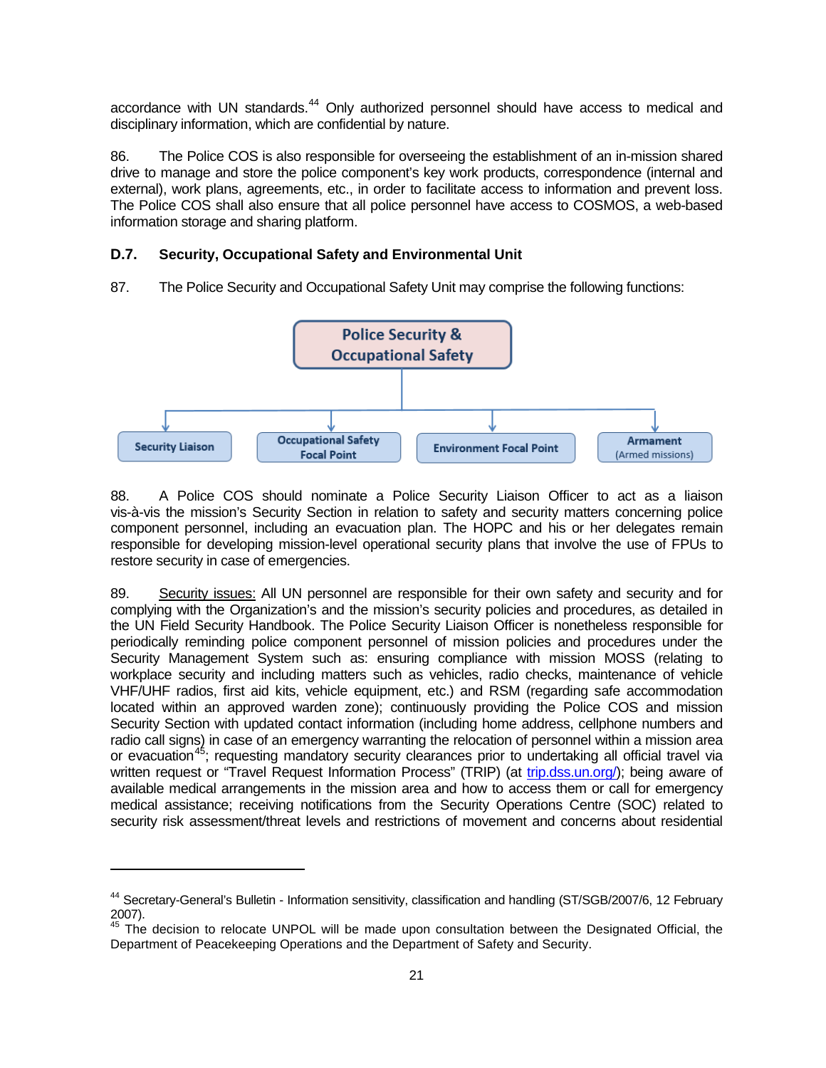accordance with UN standards.[44] Only authorized personnel should have access to medical and disciplinary information, which are confidential by nature.

86. The Police COS is also responsible for overseeing the establishment of an in-mission shared drive to manage and store the police component's key work products, correspondence (internal and external), work plans, agreements, etc., in order to facilitate access to information and prevent loss. The Police COS shall also ensure that all police personnel have access to COSMOS, a web-based information storage and sharing platform.

### D.7. Security, Occupational Safety and Environmental Unit

87. The Police Security and Occupational Safety Unit may comprise the following functions:

Police Security & Occupational Safety

- Security Liaison
- Occupational Safety Focal Point
- Environment Focal Point
- Armament (Armed missions)

88. A Police COS should nominate a Police Security Liaison Officer to act as a liaison vis-à-vis the mission's Security Section in relation to safety and security matters concerning police component personnel, including an evacuation plan. The HOPC and his or her delegates remain responsible for developing mission-level operational security plans that involve the use of FPUs to restore security in case of emergencies.

89. Security issues: All UN personnel are responsible for their own safety and security and for complying with the Organization's and the mission's security policies and procedures, as detailed in the UN Field Security Handbook. The Police Security Liaison Officer is nonetheless responsible for periodically reminding police component personnel of mission policies and procedures under the Security Management System such as: ensuring compliance with mission MOSS (relating to workplace security and including matters such as vehicles, radio checks, maintenance of vehicle VHF/UHF radios, first aid kits, vehicle equipment, etc.) and RSM (regarding safe accommodation located within an approved warden zone); continuously providing the Police COS and mission Security Section with updated contact information (including home address, cellphone numbers and radio call signs) in case of an emergency warranting the relocation of personnel within a mission area or evacuation[45]; requesting mandatory security clearances prior to undertaking all official travel via written request or "Travel Request Information Process" (TRIP) (at trip.dss.un.org/); being aware of available medical arrangements in the mission area and how to access them or call for emergency medical assistance; receiving notifications from the Security Operations Centre (SOC) related to security risk assessment/threat levels and restrictions of movement and concerns about residential

---

[44] Secretary-General's Bulletin - Information sensitivity, classification and handling (ST/SGB/2007/6, 12 February 2007).

[45] The decision to relocate UNPOL will be made upon consultation between the Designated Official, the Department of Peacekeeping Operations and the Department of Safety and Security.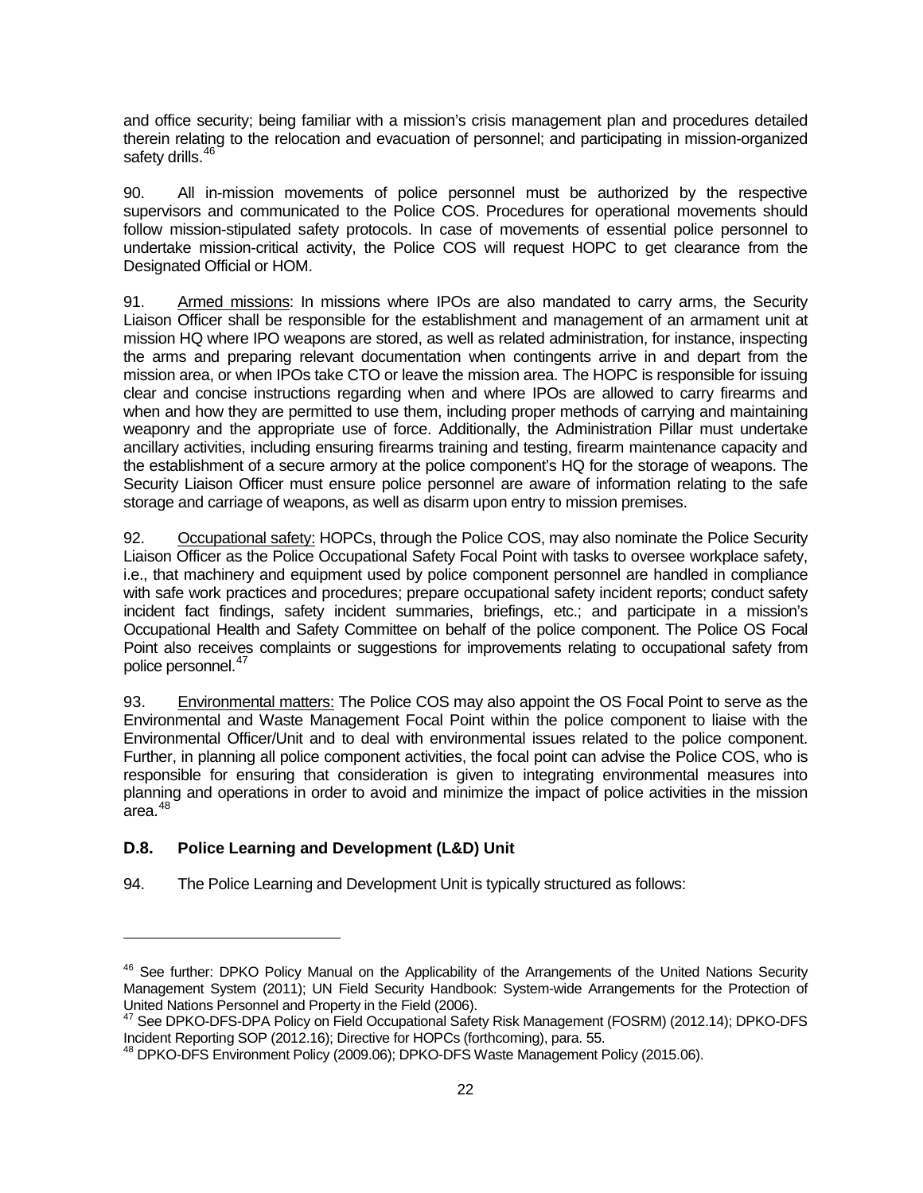and office security; being familiar with a mission's crisis management plan and procedures detailed therein relating to the relocation and evacuation of personnel; and participating in mission-organized safety drills.[46]

90. All in-mission movements of police personnel must be authorized by the respective supervisors and communicated to the Police COS. Procedures for operational movements should follow mission-stipulated safety protocols. In case of movements of essential police personnel to undertake mission-critical activity, the Police COS will request HOPC to get clearance from the Designated Official or HOM.

91. Armed missions: In missions where IPOs are also mandated to carry arms, the Security Liaison Officer shall be responsible for the establishment and management of an armament unit at mission HQ where IPO weapons are stored, as well as related administration, for instance, inspecting the arms and preparing relevant documentation when contingents arrive in and depart from the mission area, or when IPOs take CTO or leave the mission area. The HOPC is responsible for issuing clear and concise instructions regarding when and where IPOs are allowed to carry firearms and when and how they are permitted to use them, including proper methods of carrying and maintaining weaponry and the appropriate use of force. Additionally, the Administration Pillar must undertake ancillary activities, including ensuring firearms training and testing, firearm maintenance capacity and the establishment of a secure armory at the police component's HQ for the storage of weapons. The Security Liaison Officer must ensure police personnel are aware of information relating to the safe storage and carriage of weapons, as well as disarm upon entry to mission premises.

92. Occupational safety: HOPCs, through the Police COS, may also nominate the Police Security Liaison Officer as the Police Occupational Safety Focal Point with tasks to oversee workplace safety, i.e., that machinery and equipment used by police component personnel are handled in compliance with safe work practices and procedures; prepare occupational safety incident reports; conduct safety incident fact findings, safety incident summaries, briefings, etc.; and participate in a mission's Occupational Health and Safety Committee on behalf of the police component. The Police OS Focal Point also receives complaints or suggestions for improvements relating to occupational safety from police personnel.[47]

93. Environmental matters: The Police COS may also appoint the OS Focal Point to serve as the Environmental and Waste Management Focal Point within the police component to liaise with the Environmental Officer/Unit and to deal with environmental issues related to the police component. Further, in planning all police component activities, the focal point can advise the Police COS, who is responsible for ensuring that consideration is given to integrating environmental measures into planning and operations in order to avoid and minimize the impact of police activities in the mission area.[48]

### D.8. Police Learning and Development (L&D) Unit

94. The Police Learning and Development Unit is typically structured as follows:

---

[46] See further: DPKO Policy Manual on the Applicability of the Arrangements of the United Nations Security Management System (2011); UN Field Security Handbook: System-wide Arrangements for the Protection of United Nations Personnel and Property in the Field (2006).

[47] See DPKO-DFS-DPA Policy on Field Occupational Safety Risk Management (FOSRM) (2012.14); DPKO-DFS Incident Reporting SOP (2012.16); Directive for HOPCs (forthcoming), para. 55.

[48] DPKO-DFS Environment Policy (2009.06); DPKO-DFS Waste Management Policy (2015.06).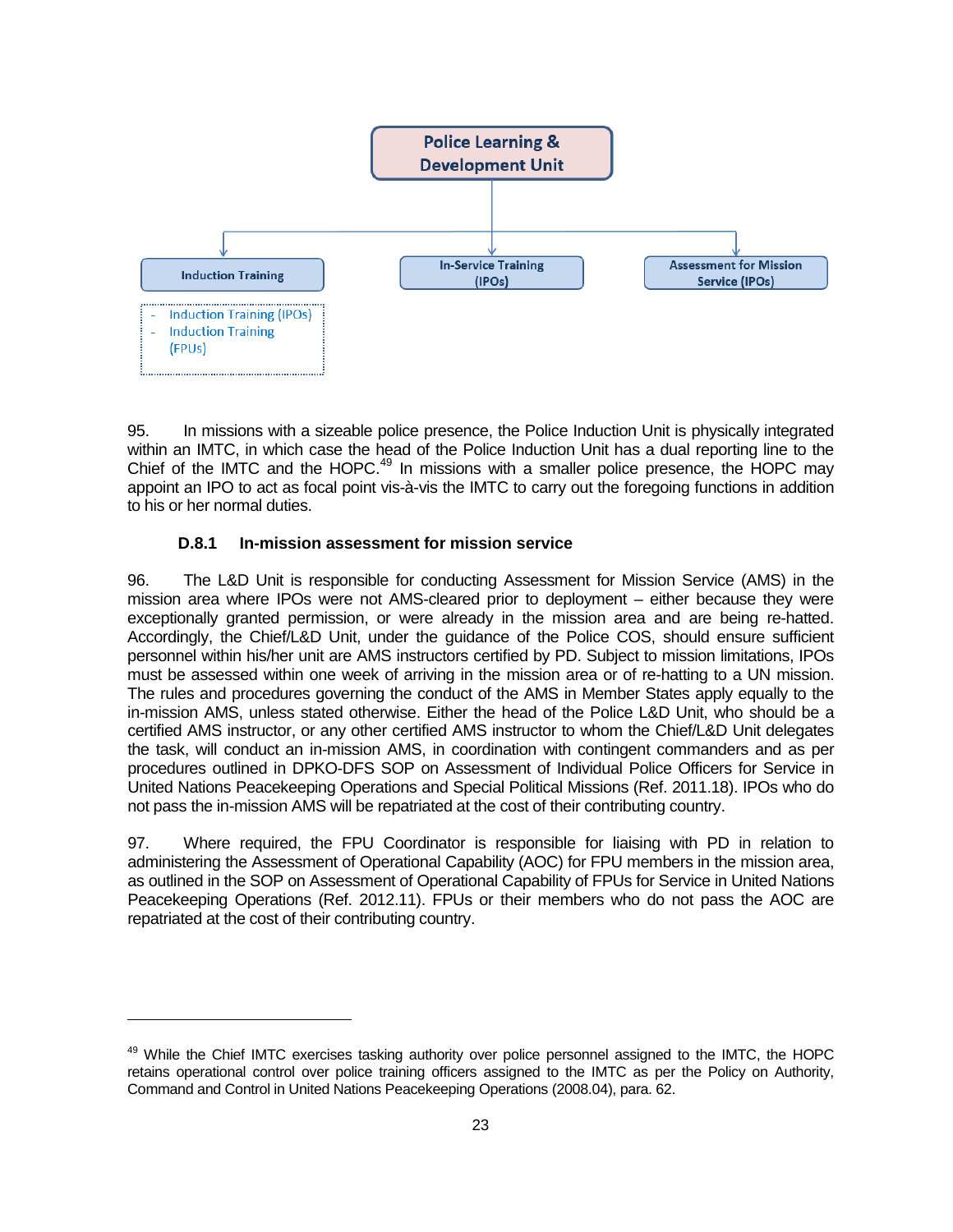Police Learning & Development Unit

- Induction Training
  - Induction Training (IPOs)
  - Induction Training (FPUs)
- In-Service Training (IPOs)
- Assessment for Mission Service (IPOs)

95. In missions with a sizeable police presence, the Police Induction Unit is physically integrated within an IMTC, in which case the head of the Police Induction Unit has a dual reporting line to the Chief of the IMTC and the HOPC.[49] In missions with a smaller police presence, the HOPC may appoint an IPO to act as focal point vis-à-vis the IMTC to carry out the foregoing functions in addition to his or her normal duties.

#### D.8.1 In-mission assessment for mission service

96. The L&D Unit is responsible for conducting Assessment for Mission Service (AMS) in the mission area where IPOs were not AMS-cleared prior to deployment – either because they were exceptionally granted permission, or were already in the mission area and are being re-hatted. Accordingly, the Chief/L&D Unit, under the guidance of the Police COS, should ensure sufficient personnel within his/her unit are AMS instructors certified by PD. Subject to mission limitations, IPOs must be assessed within one week of arriving in the mission area or of re-hatting to a UN mission. The rules and procedures governing the conduct of the AMS in Member States apply equally to the in-mission AMS, unless stated otherwise. Either the head of the Police L&D Unit, who should be a certified AMS instructor, or any other certified AMS instructor to whom the Chief/L&D Unit delegates the task, will conduct an in-mission AMS, in coordination with contingent commanders and as per procedures outlined in DPKO-DFS SOP on Assessment of Individual Police Officers for Service in United Nations Peacekeeping Operations and Special Political Missions (Ref. 2011.18). IPOs who do not pass the in-mission AMS will be repatriated at the cost of their contributing country.

97. Where required, the FPU Coordinator is responsible for liaising with PD in relation to administering the Assessment of Operational Capability (AOC) for FPU members in the mission area, as outlined in the SOP on Assessment of Operational Capability of FPUs for Service in United Nations Peacekeeping Operations (Ref. 2012.11). FPUs or their members who do not pass the AOC are repatriated at the cost of their contributing country.

---

[49] While the Chief IMTC exercises tasking authority over police personnel assigned to the IMTC, the HOPC retains operational control over police training officers assigned to the IMTC as per the Policy on Authority, Command and Control in United Nations Peacekeeping Operations (2008.04), para. 62.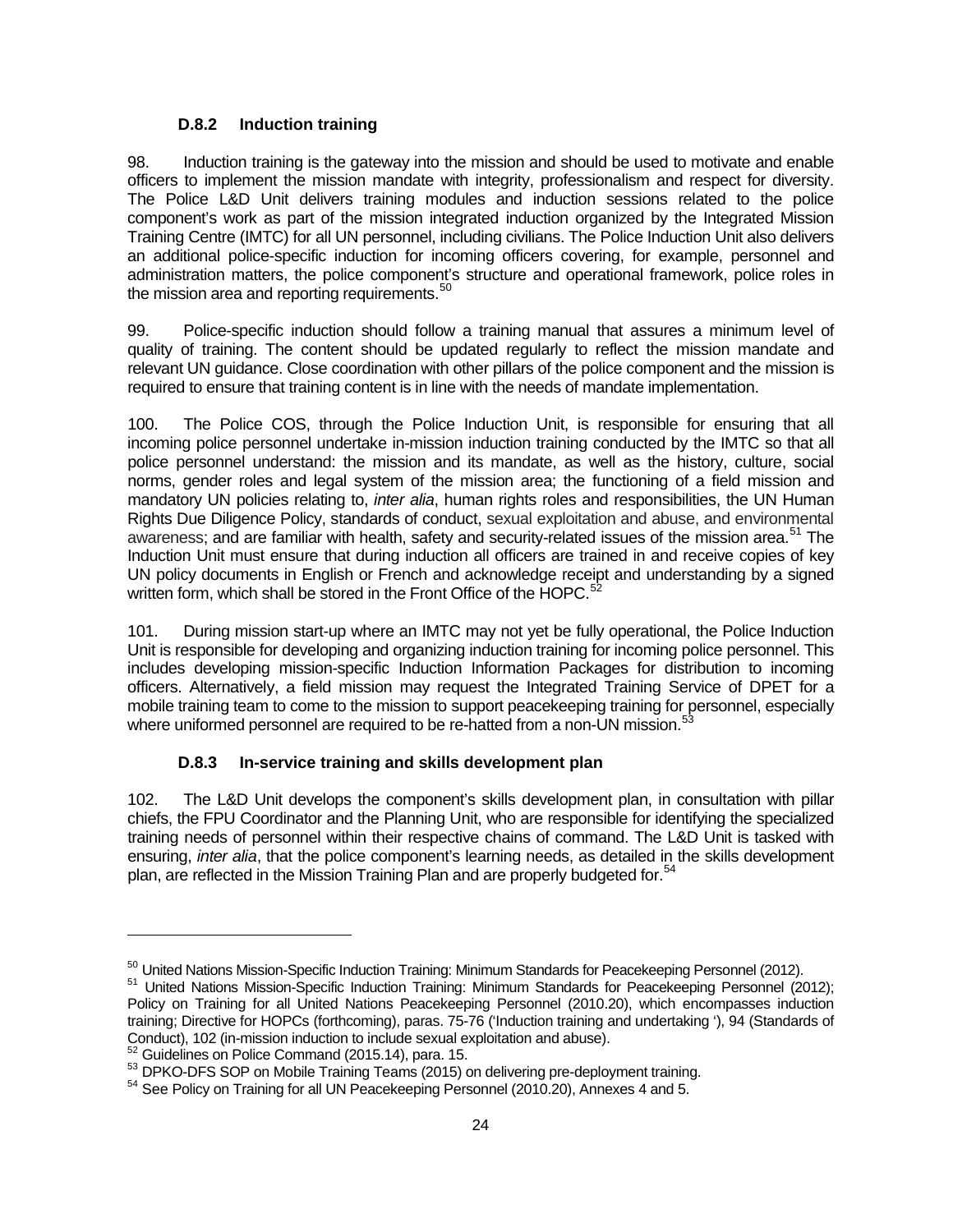### D.8.2 Induction training

98. Induction training is the gateway into the mission and should be used to motivate and enable officers to implement the mission mandate with integrity, professionalism and respect for diversity. The Police L&D Unit delivers training modules and induction sessions related to the police component's work as part of the mission integrated induction organized by the Integrated Mission Training Centre (IMTC) for all UN personnel, including civilians. The Police Induction Unit also delivers an additional police-specific induction for incoming officers covering, for example, personnel and administration matters, the police component's structure and operational framework, police roles in the mission area and reporting requirements.[50]

99. Police-specific induction should follow a training manual that assures a minimum level of quality of training. The content should be updated regularly to reflect the mission mandate and relevant UN guidance. Close coordination with other pillars of the police component and the mission is required to ensure that training content is in line with the needs of mandate implementation.

100. The Police COS, through the Police Induction Unit, is responsible for ensuring that all incoming police personnel undertake in-mission induction training conducted by the IMTC so that all police personnel understand: the mission and its mandate, as well as the history, culture, social norms, gender roles and legal system of the mission area; the functioning of a field mission and mandatory UN policies relating to, *inter alia*, human rights roles and responsibilities, the UN Human Rights Due Diligence Policy, standards of conduct, sexual exploitation and abuse, and environmental awareness; and are familiar with health, safety and security-related issues of the mission area.[51] The Induction Unit must ensure that during induction all officers are trained in and receive copies of key UN policy documents in English or French and acknowledge receipt and understanding by a signed written form, which shall be stored in the Front Office of the HOPC.[52]

101. During mission start-up where an IMTC may not yet be fully operational, the Police Induction Unit is responsible for developing and organizing induction training for incoming police personnel. This includes developing mission-specific Induction Information Packages for distribution to incoming officers. Alternatively, a field mission may request the Integrated Training Service of DPET for a mobile training team to come to the mission to support peacekeeping training for personnel, especially where uniformed personnel are required to be re-hatted from a non-UN mission.[53]

### D.8.3 In-service training and skills development plan

102. The L&D Unit develops the component's skills development plan, in consultation with pillar chiefs, the FPU Coordinator and the Planning Unit, who are responsible for identifying the specialized training needs of personnel within their respective chains of command. The L&D Unit is tasked with ensuring, *inter alia*, that the police component's learning needs, as detailed in the skills development plan, are reflected in the Mission Training Plan and are properly budgeted for.[54]

---

[50] United Nations Mission-Specific Induction Training: Minimum Standards for Peacekeeping Personnel (2012).

[51] United Nations Mission-Specific Induction Training: Minimum Standards for Peacekeeping Personnel (2012); Policy on Training for all United Nations Peacekeeping Personnel (2010.20), which encompasses induction training; Directive for HOPCs (forthcoming), paras. 75-76 ('Induction training and undertaking '), 94 (Standards of Conduct), 102 (in-mission induction to include sexual exploitation and abuse).

[52] Guidelines on Police Command (2015.14), para. 15.

[53] DPKO-DFS SOP on Mobile Training Teams (2015) on delivering pre-deployment training.

[54] See Policy on Training for all UN Peacekeeping Personnel (2010.20), Annexes 4 and 5.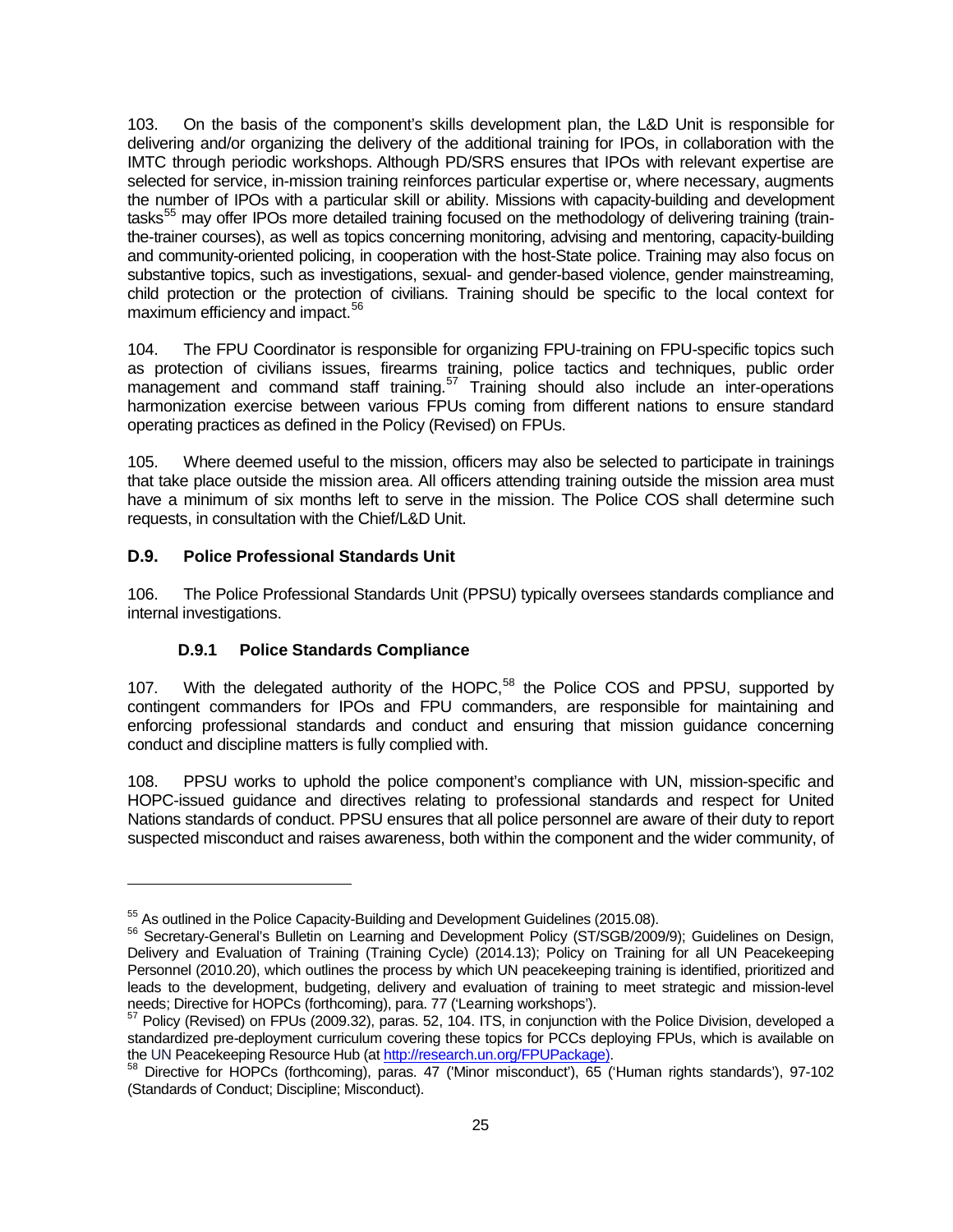103. On the basis of the component's skills development plan, the L&D Unit is responsible for delivering and/or organizing the delivery of the additional training for IPOs, in collaboration with the IMTC through periodic workshops. Although PD/SRS ensures that IPOs with relevant expertise are selected for service, in-mission training reinforces particular expertise or, where necessary, augments the number of IPOs with a particular skill or ability. Missions with capacity-building and development tasks[55] may offer IPOs more detailed training focused on the methodology of delivering training (train-the-trainer courses), as well as topics concerning monitoring, advising and mentoring, capacity-building and community-oriented policing, in cooperation with the host-State police. Training may also focus on substantive topics, such as investigations, sexual- and gender-based violence, gender mainstreaming, child protection or the protection of civilians. Training should be specific to the local context for maximum efficiency and impact.[56]

104. The FPU Coordinator is responsible for organizing FPU-training on FPU-specific topics such as protection of civilians issues, firearms training, police tactics and techniques, public order management and command staff training.[57] Training should also include an inter-operations harmonization exercise between various FPUs coming from different nations to ensure standard operating practices as defined in the Policy (Revised) on FPUs.

105. Where deemed useful to the mission, officers may also be selected to participate in trainings that take place outside the mission area. All officers attending training outside the mission area must have a minimum of six months left to serve in the mission. The Police COS shall determine such requests, in consultation with the Chief/L&D Unit.

### D.9. Police Professional Standards Unit

106. The Police Professional Standards Unit (PPSU) typically oversees standards compliance and internal investigations.

#### D.9.1 Police Standards Compliance

107. With the delegated authority of the HOPC,[58] the Police COS and PPSU, supported by contingent commanders for IPOs and FPU commanders, are responsible for maintaining and enforcing professional standards and conduct and ensuring that mission guidance concerning conduct and discipline matters is fully complied with.

108. PPSU works to uphold the police component's compliance with UN, mission-specific and HOPC-issued guidance and directives relating to professional standards and respect for United Nations standards of conduct. PPSU ensures that all police personnel are aware of their duty to report suspected misconduct and raises awareness, both within the component and the wider community, of

---

[55] As outlined in the Police Capacity-Building and Development Guidelines (2015.08).

[56] Secretary-General's Bulletin on Learning and Development Policy (ST/SGB/2009/9); Guidelines on Design, Delivery and Evaluation of Training (Training Cycle) (2014.13); Policy on Training for all UN Peacekeeping Personnel (2010.20), which outlines the process by which UN peacekeeping training is identified, prioritized and leads to the development, budgeting, delivery and evaluation of training to meet strategic and mission-level needs; Directive for HOPCs (forthcoming), para. 77 ('Learning workshops').

[57] Policy (Revised) on FPUs (2009.32), paras. 52, 104. ITS, in conjunction with the Police Division, developed a standardized pre-deployment curriculum covering these topics for PCCs deploying FPUs, which is available on the UN Peacekeeping Resource Hub (at http://research.un.org/FPUPackage).

[58] Directive for HOPCs (forthcoming), paras. 47 ('Minor misconduct'), 65 ('Human rights standards'), 97-102 (Standards of Conduct; Discipline; Misconduct).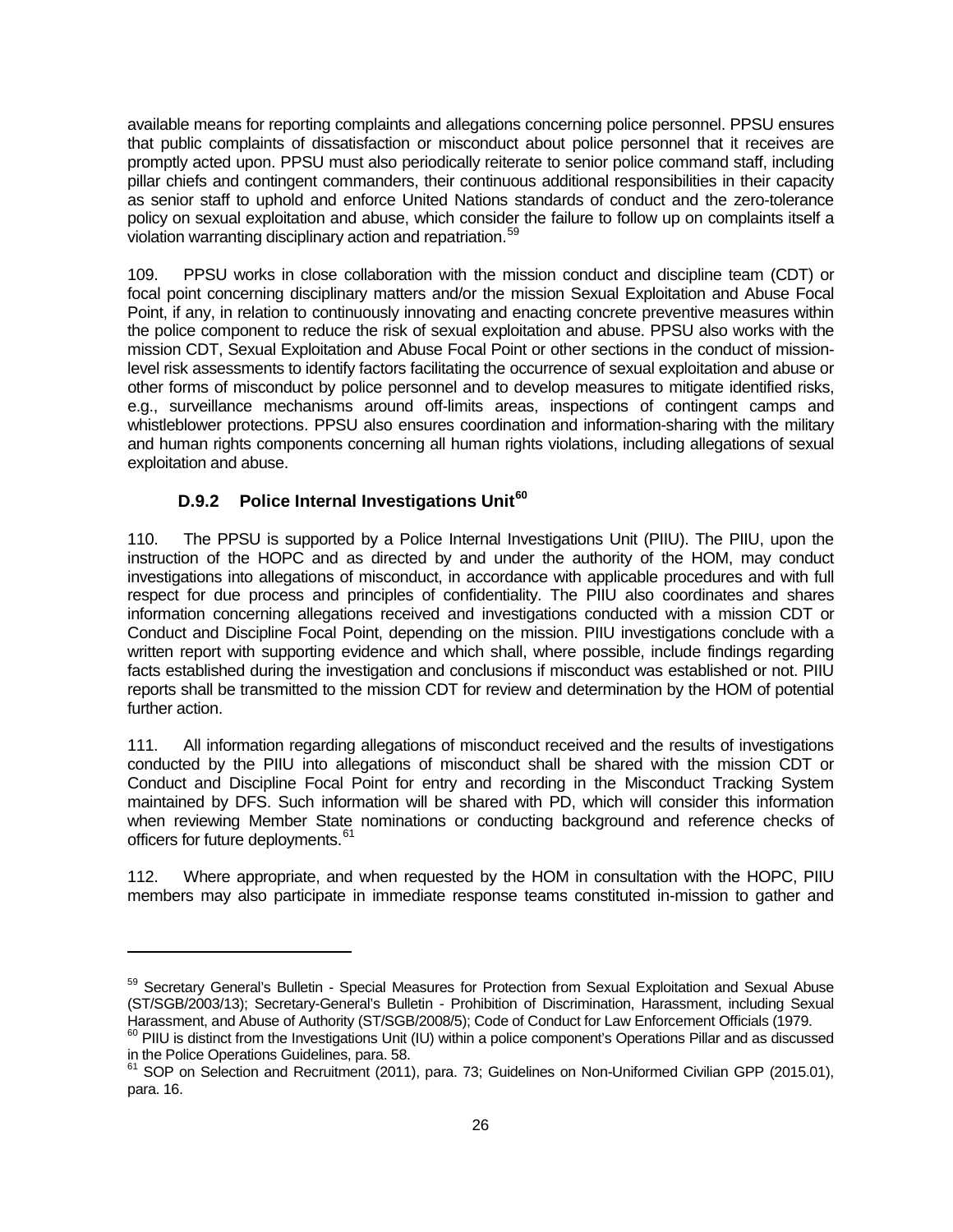available means for reporting complaints and allegations concerning police personnel. PPSU ensures that public complaints of dissatisfaction or misconduct about police personnel that it receives are promptly acted upon. PPSU must also periodically reiterate to senior police command staff, including pillar chiefs and contingent commanders, their continuous additional responsibilities in their capacity as senior staff to uphold and enforce United Nations standards of conduct and the zero-tolerance policy on sexual exploitation and abuse, which consider the failure to follow up on complaints itself a violation warranting disciplinary action and repatriation.[59]

109. PPSU works in close collaboration with the mission conduct and discipline team (CDT) or focal point concerning disciplinary matters and/or the mission Sexual Exploitation and Abuse Focal Point, if any, in relation to continuously innovating and enacting concrete preventive measures within the police component to reduce the risk of sexual exploitation and abuse. PPSU also works with the mission CDT, Sexual Exploitation and Abuse Focal Point or other sections in the conduct of mission-level risk assessments to identify factors facilitating the occurrence of sexual exploitation and abuse or other forms of misconduct by police personnel and to develop measures to mitigate identified risks, e.g., surveillance mechanisms around off-limits areas, inspections of contingent camps and whistleblower protections. PPSU also ensures coordination and information-sharing with the military and human rights components concerning all human rights violations, including allegations of sexual exploitation and abuse.

### D.9.2 Police Internal Investigations Unit[60]

110. The PPSU is supported by a Police Internal Investigations Unit (PIIU). The PIIU, upon the instruction of the HOPC and as directed by and under the authority of the HOM, may conduct investigations into allegations of misconduct, in accordance with applicable procedures and with full respect for due process and principles of confidentiality. The PIIU also coordinates and shares information concerning allegations received and investigations conducted with a mission CDT or Conduct and Discipline Focal Point, depending on the mission. PIIU investigations conclude with a written report with supporting evidence and which shall, where possible, include findings regarding facts established during the investigation and conclusions if misconduct was established or not. PIIU reports shall be transmitted to the mission CDT for review and determination by the HOM of potential further action.

111. All information regarding allegations of misconduct received and the results of investigations conducted by the PIIU into allegations of misconduct shall be shared with the mission CDT or Conduct and Discipline Focal Point for entry and recording in the Misconduct Tracking System maintained by DFS. Such information will be shared with PD, which will consider this information when reviewing Member State nominations or conducting background and reference checks of officers for future deployments.[61]

112. Where appropriate, and when requested by the HOM in consultation with the HOPC, PIIU members may also participate in immediate response teams constituted in-mission to gather and

---

[59] Secretary General's Bulletin - Special Measures for Protection from Sexual Exploitation and Sexual Abuse (ST/SGB/2003/13); Secretary-General's Bulletin - Prohibition of Discrimination, Harassment, including Sexual Harassment, and Abuse of Authority (ST/SGB/2008/5); Code of Conduct for Law Enforcement Officials (1979.

[60] PIIU is distinct from the Investigations Unit (IU) within a police component's Operations Pillar and as discussed in the Police Operations Guidelines, para. 58.

[61] SOP on Selection and Recruitment (2011), para. 73; Guidelines on Non-Uniformed Civilian GPP (2015.01), para. 16.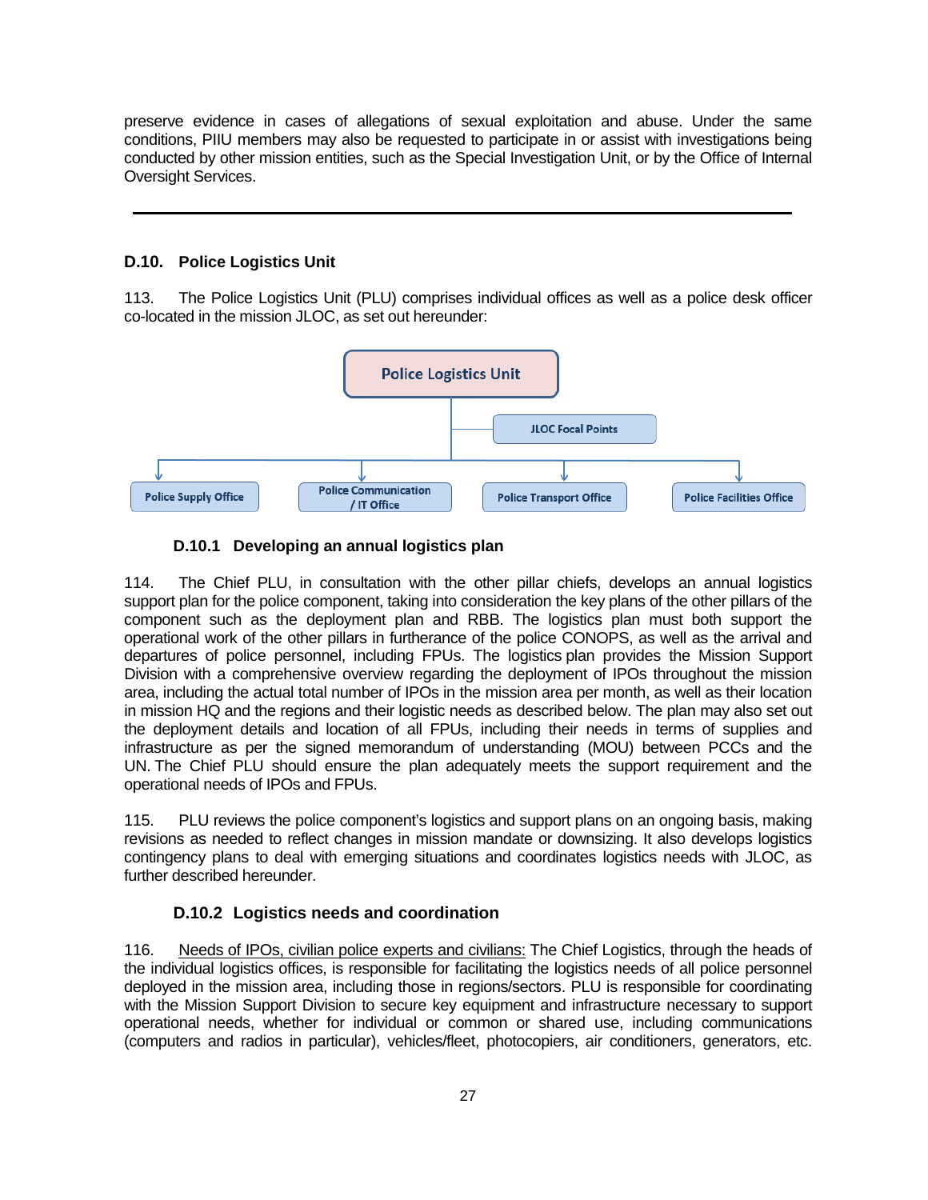preserve evidence in cases of allegations of sexual exploitation and abuse. Under the same conditions, PIIU members may also be requested to participate in or assist with investigations being conducted by other mission entities, such as the Special Investigation Unit, or by the Office of Internal Oversight Services.

---

### D.10. Police Logistics Unit

113. The Police Logistics Unit (PLU) comprises individual offices as well as a police desk officer co-located in the mission JLOC, as set out hereunder:

- Police Logistics Unit
  - JLOC Focal Points
  - Police Supply Office
  - Police Communication / IT Office
  - Police Transport Office
  - Police Facilities Office

#### D.10.1 Developing an annual logistics plan

114. The Chief PLU, in consultation with the other pillar chiefs, develops an annual logistics support plan for the police component, taking into consideration the key plans of the other pillars of the component such as the deployment plan and RBB. The logistics plan must both support the operational work of the other pillars in furtherance of the police CONOPS, as well as the arrival and departures of police personnel, including FPUs. The logistics plan provides the Mission Support Division with a comprehensive overview regarding the deployment of IPOs throughout the mission area, including the actual total number of IPOs in the mission area per month, as well as their location in mission HQ and the regions and their logistic needs as described below. The plan may also set out the deployment details and location of all FPUs, including their needs in terms of supplies and infrastructure as per the signed memorandum of understanding (MOU) between PCCs and the UN. The Chief PLU should ensure the plan adequately meets the support requirement and the operational needs of IPOs and FPUs.

115. PLU reviews the police component's logistics and support plans on an ongoing basis, making revisions as needed to reflect changes in mission mandate or downsizing. It also develops logistics contingency plans to deal with emerging situations and coordinates logistics needs with JLOC, as further described hereunder.

#### D.10.2 Logistics needs and coordination

116. <u>Needs of IPOs, civilian police experts and civilians:</u> The Chief Logistics, through the heads of the individual logistics offices, is responsible for facilitating the logistics needs of all police personnel deployed in the mission area, including those in regions/sectors. PLU is responsible for coordinating with the Mission Support Division to secure key equipment and infrastructure necessary to support operational needs, whether for individual or common or shared use, including communications (computers and radios in particular), vehicles/fleet, photocopiers, air conditioners, generators, etc.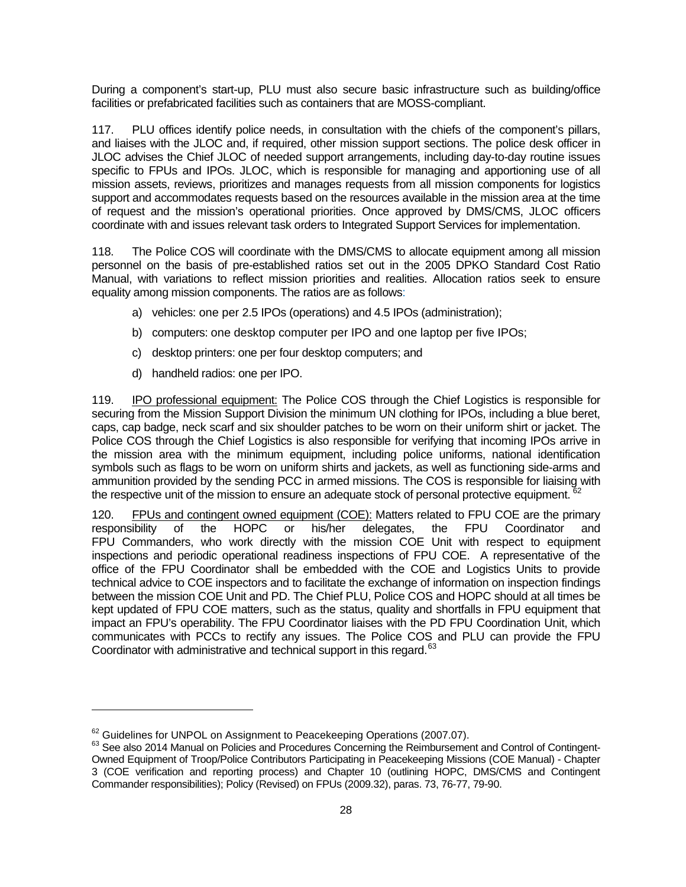During a component's start-up, PLU must also secure basic infrastructure such as building/office facilities or prefabricated facilities such as containers that are MOSS-compliant.

117. PLU offices identify police needs, in consultation with the chiefs of the component's pillars, and liaises with the JLOC and, if required, other mission support sections. The police desk officer in JLOC advises the Chief JLOC of needed support arrangements, including day-to-day routine issues specific to FPUs and IPOs. JLOC, which is responsible for managing and apportioning use of all mission assets, reviews, prioritizes and manages requests from all mission components for logistics support and accommodates requests based on the resources available in the mission area at the time of request and the mission's operational priorities. Once approved by DMS/CMS, JLOC officers coordinate with and issues relevant task orders to Integrated Support Services for implementation.

118. The Police COS will coordinate with the DMS/CMS to allocate equipment among all mission personnel on the basis of pre-established ratios set out in the 2005 DPKO Standard Cost Ratio Manual, with variations to reflect mission priorities and realities. Allocation ratios seek to ensure equality among mission components. The ratios are as follows:

a) vehicles: one per 2.5 IPOs (operations) and 4.5 IPOs (administration);

b) computers: one desktop computer per IPO and one laptop per five IPOs;

c) desktop printers: one per four desktop computers; and

d) handheld radios: one per IPO.

119. IPO professional equipment: The Police COS through the Chief Logistics is responsible for securing from the Mission Support Division the minimum UN clothing for IPOs, including a blue beret, caps, cap badge, neck scarf and six shoulder patches to be worn on their uniform shirt or jacket. The Police COS through the Chief Logistics is also responsible for verifying that incoming IPOs arrive in the mission area with the minimum equipment, including police uniforms, national identification symbols such as flags to be worn on uniform shirts and jackets, as well as functioning side-arms and ammunition provided by the sending PCC in armed missions. The COS is responsible for liaising with the respective unit of the mission to ensure an adequate stock of personal protective equipment.[62]

120. FPUs and contingent owned equipment (COE): Matters related to FPU COE are the primary responsibility of the HOPC or his/her delegates, the FPU Coordinator and FPU Commanders, who work directly with the mission COE Unit with respect to equipment inspections and periodic operational readiness inspections of FPU COE. A representative of the office of the FPU Coordinator shall be embedded with the COE and Logistics Units to provide technical advice to COE inspectors and to facilitate the exchange of information on inspection findings between the mission COE Unit and PD. The Chief PLU, Police COS and HOPC should at all times be kept updated of FPU COE matters, such as the status, quality and shortfalls in FPU equipment that impact an FPU's operability. The FPU Coordinator liaises with the PD FPU Coordination Unit, which communicates with PCCs to rectify any issues. The Police COS and PLU can provide the FPU Coordinator with administrative and technical support in this regard.[63]

---

[62] Guidelines for UNPOL on Assignment to Peacekeeping Operations (2007.07).

[63] See also 2014 Manual on Policies and Procedures Concerning the Reimbursement and Control of Contingent-Owned Equipment of Troop/Police Contributors Participating in Peacekeeping Missions (COE Manual) - Chapter 3 (COE verification and reporting process) and Chapter 10 (outlining HOPC, DMS/CMS and Contingent Commander responsibilities); Policy (Revised) on FPUs (2009.32), paras. 73, 76-77, 79-90.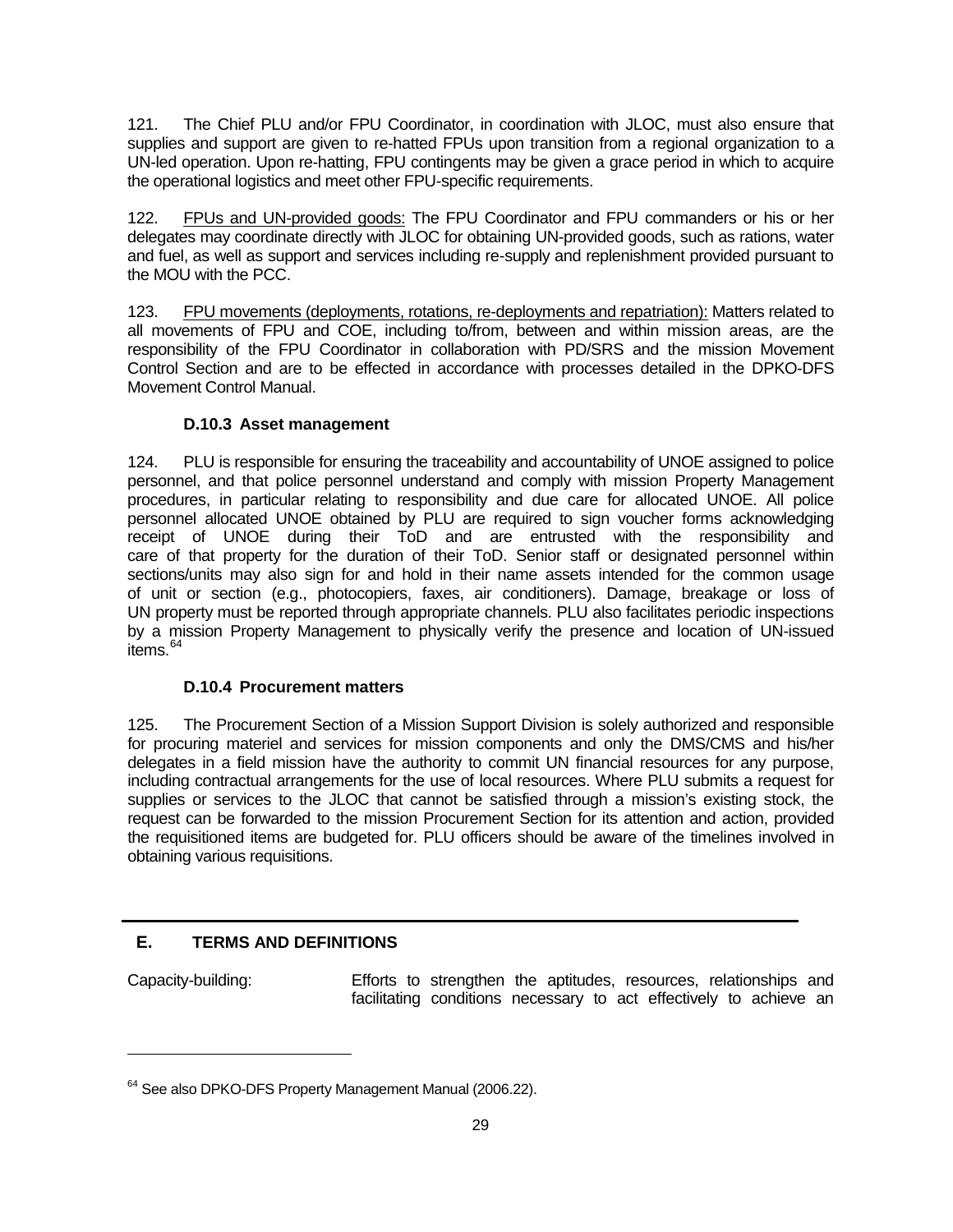121. The Chief PLU and/or FPU Coordinator, in coordination with JLOC, must also ensure that supplies and support are given to re-hatted FPUs upon transition from a regional organization to a UN-led operation. Upon re-hatting, FPU contingents may be given a grace period in which to acquire the operational logistics and meet other FPU-specific requirements.

122. FPUs and UN-provided goods: The FPU Coordinator and FPU commanders or his or her delegates may coordinate directly with JLOC for obtaining UN-provided goods, such as rations, water and fuel, as well as support and services including re-supply and replenishment provided pursuant to the MOU with the PCC.

123. FPU movements (deployments, rotations, re-deployments and repatriation): Matters related to all movements of FPU and COE, including to/from, between and within mission areas, are the responsibility of the FPU Coordinator in collaboration with PD/SRS and the mission Movement Control Section and are to be effected in accordance with processes detailed in the DPKO-DFS Movement Control Manual.

### D.10.3 Asset management

124. PLU is responsible for ensuring the traceability and accountability of UNOE assigned to police personnel, and that police personnel understand and comply with mission Property Management procedures, in particular relating to responsibility and due care for allocated UNOE. All police personnel allocated UNOE obtained by PLU are required to sign voucher forms acknowledging receipt of UNOE during their ToD and are entrusted with the responsibility and care of that property for the duration of their ToD. Senior staff or designated personnel within sections/units may also sign for and hold in their name assets intended for the common usage of unit or section (e.g., photocopiers, faxes, air conditioners). Damage, breakage or loss of UN property must be reported through appropriate channels. PLU also facilitates periodic inspections by a mission Property Management to physically verify the presence and location of UN-issued items.[64]

### D.10.4 Procurement matters

125. The Procurement Section of a Mission Support Division is solely authorized and responsible for procuring materiel and services for mission components and only the DMS/CMS and his/her delegates in a field mission have the authority to commit UN financial resources for any purpose, including contractual arrangements for the use of local resources. Where PLU submits a request for supplies or services to the JLOC that cannot be satisfied through a mission's existing stock, the request can be forwarded to the mission Procurement Section for its attention and action, provided the requisitioned items are budgeted for. PLU officers should be aware of the timelines involved in obtaining various requisitions.

---

## E. TERMS AND DEFINITIONS

Capacity-building: Efforts to strengthen the aptitudes, resources, relationships and facilitating conditions necessary to act effectively to achieve an

[64] See also DPKO-DFS Property Management Manual (2006.22).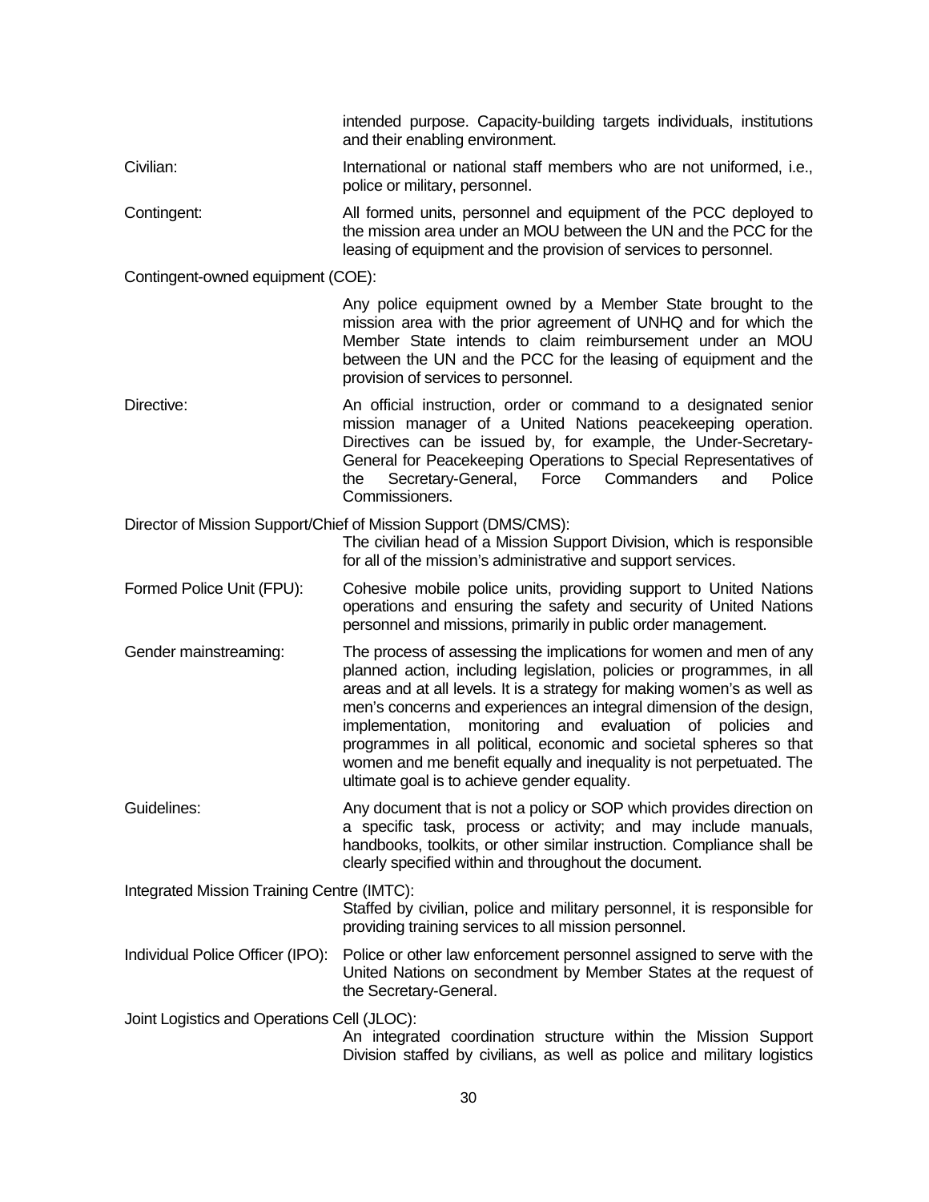intended purpose. Capacity-building targets individuals, institutions and their enabling environment.

**Civilian:** International or national staff members who are not uniformed, i.e., police or military, personnel.

**Contingent:** All formed units, personnel and equipment of the PCC deployed to the mission area under an MOU between the UN and the PCC for the leasing of equipment and the provision of services to personnel.

**Contingent-owned equipment (COE):** Any police equipment owned by a Member State brought to the mission area with the prior agreement of UNHQ and for which the Member State intends to claim reimbursement under an MOU between the UN and the PCC for the leasing of equipment and the provision of services to personnel.

**Directive:** An official instruction, order or command to a designated senior mission manager of a United Nations peacekeeping operation. Directives can be issued by, for example, the Under-Secretary-General for Peacekeeping Operations to Special Representatives of the Secretary-General, Force Commanders and Police Commissioners.

**Director of Mission Support/Chief of Mission Support (DMS/CMS):** The civilian head of a Mission Support Division, which is responsible for all of the mission's administrative and support services.

**Formed Police Unit (FPU):** Cohesive mobile police units, providing support to United Nations operations and ensuring the safety and security of United Nations personnel and missions, primarily in public order management.

**Gender mainstreaming:** The process of assessing the implications for women and men of any planned action, including legislation, policies or programmes, in all areas and at all levels. It is a strategy for making women's as well as men's concerns and experiences an integral dimension of the design, implementation, monitoring and evaluation of policies and programmes in all political, economic and societal spheres so that women and me benefit equally and inequality is not perpetuated. The ultimate goal is to achieve gender equality.

**Guidelines:** Any document that is not a policy or SOP which provides direction on a specific task, process or activity; and may include manuals, handbooks, toolkits, or other similar instruction. Compliance shall be clearly specified within and throughout the document.

**Integrated Mission Training Centre (IMTC):** Staffed by civilian, police and military personnel, it is responsible for providing training services to all mission personnel.

**Individual Police Officer (IPO):** Police or other law enforcement personnel assigned to serve with the United Nations on secondment by Member States at the request of the Secretary-General.

**Joint Logistics and Operations Cell (JLOC):** An integrated coordination structure within the Mission Support Division staffed by civilians, as well as police and military logistics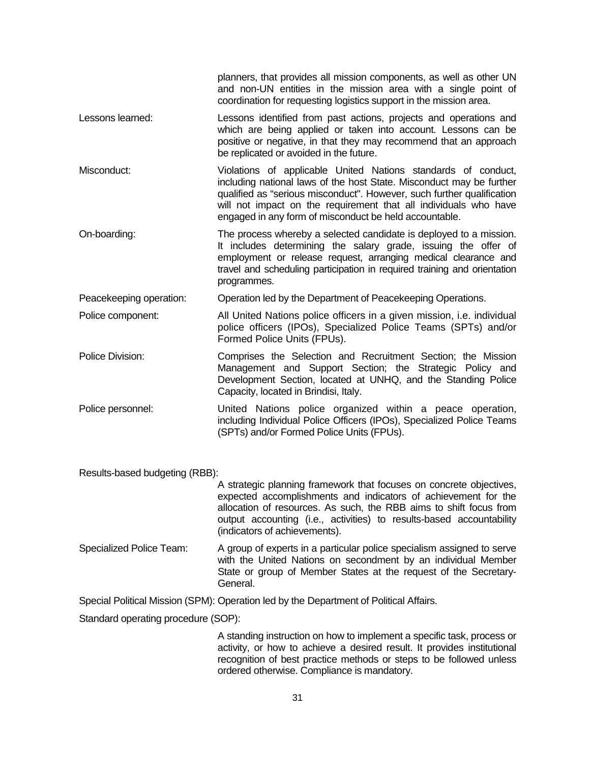planners, that provides all mission components, as well as other UN and non-UN entities in the mission area with a single point of coordination for requesting logistics support in the mission area.

Lessons learned: Lessons identified from past actions, projects and operations and which are being applied or taken into account. Lessons can be positive or negative, in that they may recommend that an approach be replicated or avoided in the future.

Misconduct: Violations of applicable United Nations standards of conduct, including national laws of the host State. Misconduct may be further qualified as "serious misconduct". However, such further qualification will not impact on the requirement that all individuals who have engaged in any form of misconduct be held accountable.

On-boarding: The process whereby a selected candidate is deployed to a mission. It includes determining the salary grade, issuing the offer of employment or release request, arranging medical clearance and travel and scheduling participation in required training and orientation programmes.

Peacekeeping operation: Operation led by the Department of Peacekeeping Operations.

Police component: All United Nations police officers in a given mission, i.e. individual police officers (IPOs), Specialized Police Teams (SPTs) and/or Formed Police Units (FPUs).

Police Division: Comprises the Selection and Recruitment Section; the Mission Management and Support Section; the Strategic Policy and Development Section, located at UNHQ, and the Standing Police Capacity, located in Brindisi, Italy.

Police personnel: United Nations police organized within a peace operation, including Individual Police Officers (IPOs), Specialized Police Teams (SPTs) and/or Formed Police Units (FPUs).

Results-based budgeting (RBB): A strategic planning framework that focuses on concrete objectives, expected accomplishments and indicators of achievement for the allocation of resources. As such, the RBB aims to shift focus from output accounting (i.e., activities) to results-based accountability (indicators of achievements).

Specialized Police Team: A group of experts in a particular police specialism assigned to serve with the United Nations on secondment by an individual Member State or group of Member States at the request of the Secretary-General.

Special Political Mission (SPM): Operation led by the Department of Political Affairs.

Standard operating procedure (SOP): A standing instruction on how to implement a specific task, process or activity, or how to achieve a desired result. It provides institutional recognition of best practice methods or steps to be followed unless ordered otherwise. Compliance is mandatory.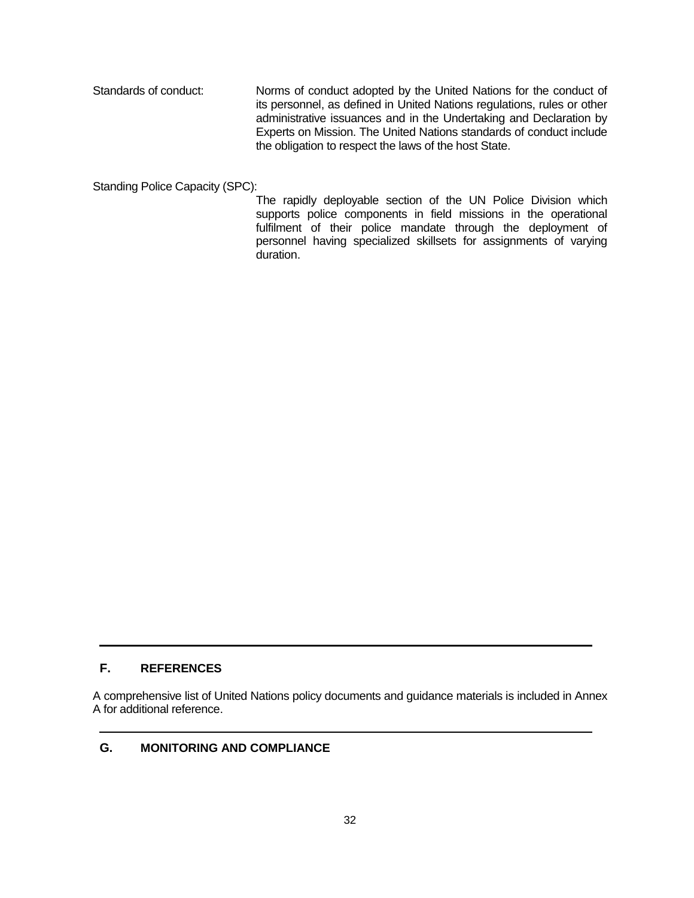Standards of conduct: Norms of conduct adopted by the United Nations for the conduct of its personnel, as defined in United Nations regulations, rules or other administrative issuances and in the Undertaking and Declaration by Experts on Mission. The United Nations standards of conduct include the obligation to respect the laws of the host State.

Standing Police Capacity (SPC): The rapidly deployable section of the UN Police Division which supports police components in field missions in the operational fulfilment of their police mandate through the deployment of personnel having specialized skillsets for assignments of varying duration.

## F. REFERENCES

A comprehensive list of United Nations policy documents and guidance materials is included in Annex A for additional reference.

## G. MONITORING AND COMPLIANCE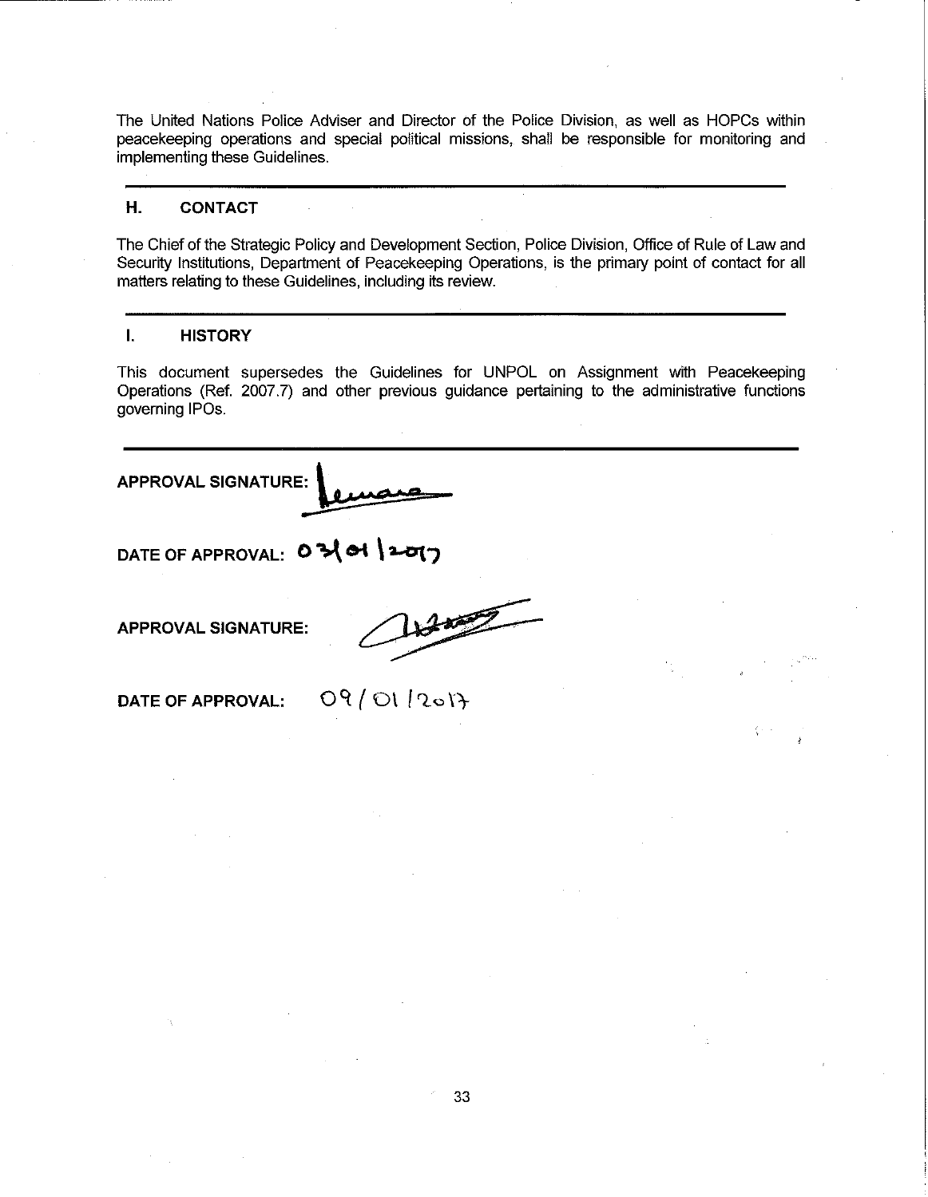The United Nations Police Adviser and Director of the Police Division, as well as HOPCs within peacekeeping operations and special political missions, shall be responsible for monitoring and implementing these Guidelines.

## H. CONTACT

The Chief of the Strategic Policy and Development Section, Police Division, Office of Rule of Law and Security Institutions, Department of Peacekeeping Operations, is the primary point of contact for all matters relating to these Guidelines, including its review.

## I. HISTORY

This document supersedes the Guidelines for UNPOL on Assignment with Peacekeeping Operations (Ref. 2007.7) and other previous guidance pertaining to the administrative functions governing IPOs.

**APPROVAL SIGNATURE:** [signature]

**DATE OF APPROVAL:** 03/01/2017

**APPROVAL SIGNATURE:** [signature]

**DATE OF APPROVAL:** 09/01/2017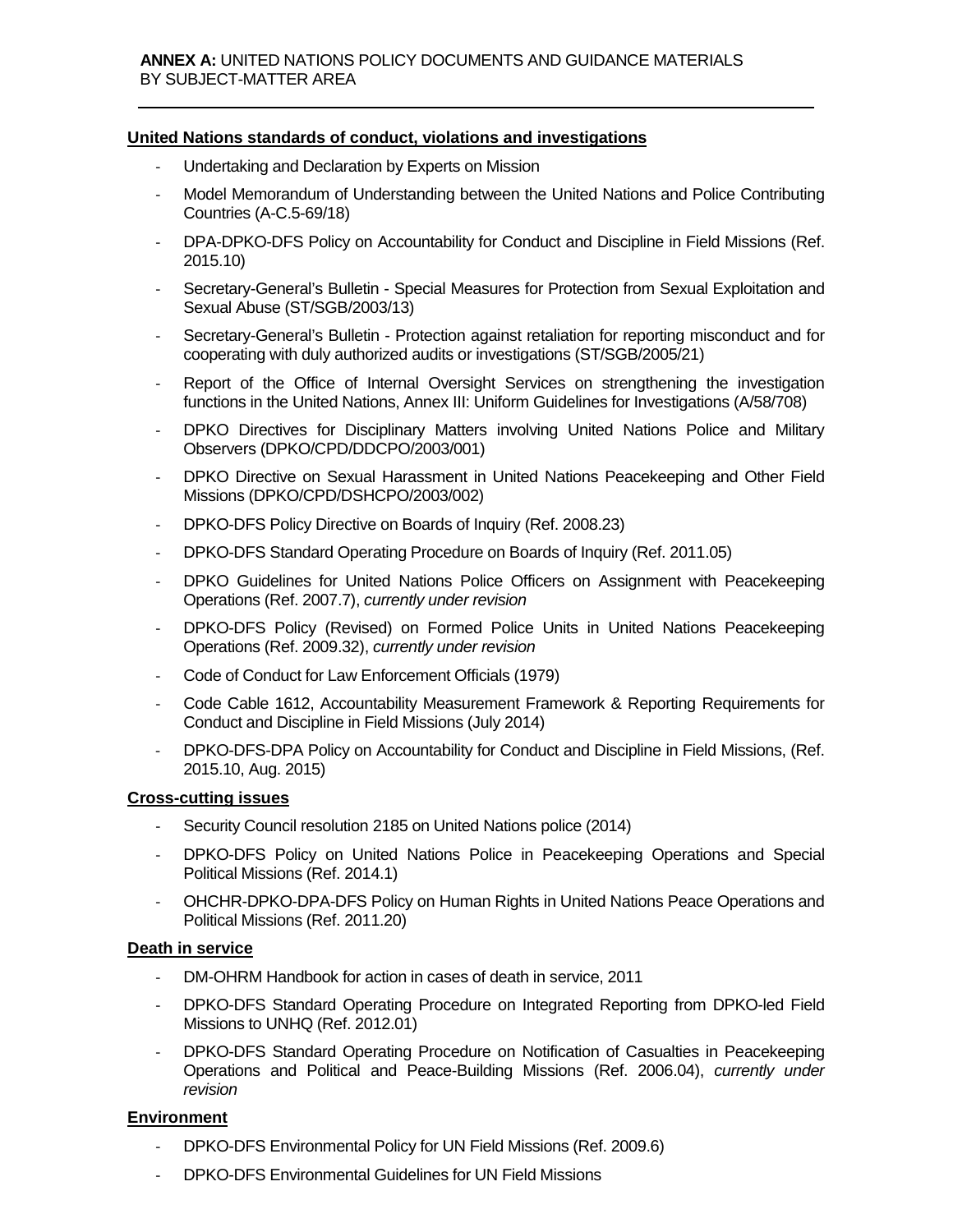**ANNEX A:** UNITED NATIONS POLICY DOCUMENTS AND GUIDANCE MATERIALS BY SUBJECT-MATTER AREA

**United Nations standards of conduct, violations and investigations**

- Undertaking and Declaration by Experts on Mission
- Model Memorandum of Understanding between the United Nations and Police Contributing Countries (A-C.5-69/18)
- DPA-DPKO-DFS Policy on Accountability for Conduct and Discipline in Field Missions (Ref. 2015.10)
- Secretary-General's Bulletin - Special Measures for Protection from Sexual Exploitation and Sexual Abuse (ST/SGB/2003/13)
- Secretary-General's Bulletin - Protection against retaliation for reporting misconduct and for cooperating with duly authorized audits or investigations (ST/SGB/2005/21)
- Report of the Office of Internal Oversight Services on strengthening the investigation functions in the United Nations, Annex III: Uniform Guidelines for Investigations (A/58/708)
- DPKO Directives for Disciplinary Matters involving United Nations Police and Military Observers (DPKO/CPD/DDCPO/2003/001)
- DPKO Directive on Sexual Harassment in United Nations Peacekeeping and Other Field Missions (DPKO/CPD/DSHCPO/2003/002)
- DPKO-DFS Policy Directive on Boards of Inquiry (Ref. 2008.23)
- DPKO-DFS Standard Operating Procedure on Boards of Inquiry (Ref. 2011.05)
- DPKO Guidelines for United Nations Police Officers on Assignment with Peacekeeping Operations (Ref. 2007.7), *currently under revision*
- DPKO-DFS Policy (Revised) on Formed Police Units in United Nations Peacekeeping Operations (Ref. 2009.32), *currently under revision*
- Code of Conduct for Law Enforcement Officials (1979)
- Code Cable 1612, Accountability Measurement Framework & Reporting Requirements for Conduct and Discipline in Field Missions (July 2014)
- DPKO-DFS-DPA Policy on Accountability for Conduct and Discipline in Field Missions, (Ref. 2015.10, Aug. 2015)

**Cross-cutting issues**

- Security Council resolution 2185 on United Nations police (2014)
- DPKO-DFS Policy on United Nations Police in Peacekeeping Operations and Special Political Missions (Ref. 2014.1)
- OHCHR-DPKO-DPA-DFS Policy on Human Rights in United Nations Peace Operations and Political Missions (Ref. 2011.20)

**Death in service**

- DM-OHRM Handbook for action in cases of death in service, 2011
- DPKO-DFS Standard Operating Procedure on Integrated Reporting from DPKO-led Field Missions to UNHQ (Ref. 2012.01)
- DPKO-DFS Standard Operating Procedure on Notification of Casualties in Peacekeeping Operations and Political and Peace-Building Missions (Ref. 2006.04), *currently under revision*

**Environment**

- DPKO-DFS Environmental Policy for UN Field Missions (Ref. 2009.6)
- DPKO-DFS Environmental Guidelines for UN Field Missions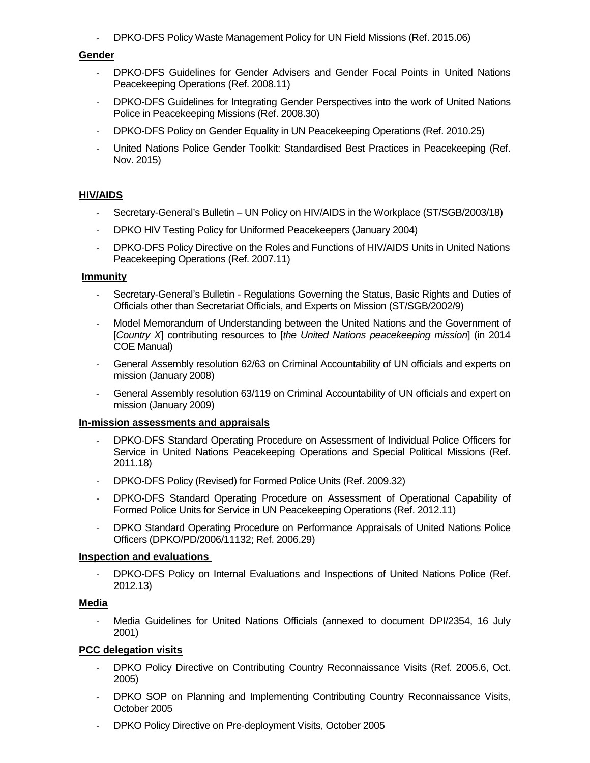- DPKO-DFS Policy Waste Management Policy for UN Field Missions (Ref. 2015.06)

**Gender**

- DPKO-DFS Guidelines for Gender Advisers and Gender Focal Points in United Nations Peacekeeping Operations (Ref. 2008.11)
- DPKO-DFS Guidelines for Integrating Gender Perspectives into the work of United Nations Police in Peacekeeping Missions (Ref. 2008.30)
- DPKO-DFS Policy on Gender Equality in UN Peacekeeping Operations (Ref. 2010.25)
- United Nations Police Gender Toolkit: Standardised Best Practices in Peacekeeping (Ref. Nov. 2015)

**HIV/AIDS**

- Secretary-General's Bulletin – UN Policy on HIV/AIDS in the Workplace (ST/SGB/2003/18)
- DPKO HIV Testing Policy for Uniformed Peacekeepers (January 2004)
- DPKO-DFS Policy Directive on the Roles and Functions of HIV/AIDS Units in United Nations Peacekeeping Operations (Ref. 2007.11)

**Immunity**

- Secretary-General's Bulletin - Regulations Governing the Status, Basic Rights and Duties of Officials other than Secretariat Officials, and Experts on Mission (ST/SGB/2002/9)
- Model Memorandum of Understanding between the United Nations and the Government of [*Country X*] contributing resources to [*the United Nations peacekeeping mission*] (in 2014 COE Manual)
- General Assembly resolution 62/63 on Criminal Accountability of UN officials and experts on mission (January 2008)
- General Assembly resolution 63/119 on Criminal Accountability of UN officials and expert on mission (January 2009)

**In-mission assessments and appraisals**

- DPKO-DFS Standard Operating Procedure on Assessment of Individual Police Officers for Service in United Nations Peacekeeping Operations and Special Political Missions (Ref. 2011.18)
- DPKO-DFS Policy (Revised) for Formed Police Units (Ref. 2009.32)
- DPKO-DFS Standard Operating Procedure on Assessment of Operational Capability of Formed Police Units for Service in UN Peacekeeping Operations (Ref. 2012.11)
- DPKO Standard Operating Procedure on Performance Appraisals of United Nations Police Officers (DPKO/PD/2006/11132; Ref. 2006.29)

**Inspection and evaluations**

- DPKO-DFS Policy on Internal Evaluations and Inspections of United Nations Police (Ref. 2012.13)

**Media**

- Media Guidelines for United Nations Officials (annexed to document DPI/2354, 16 July 2001)

**PCC delegation visits**

- DPKO Policy Directive on Contributing Country Reconnaissance Visits (Ref. 2005.6, Oct. 2005)
- DPKO SOP on Planning and Implementing Contributing Country Reconnaissance Visits, October 2005
- DPKO Policy Directive on Pre-deployment Visits, October 2005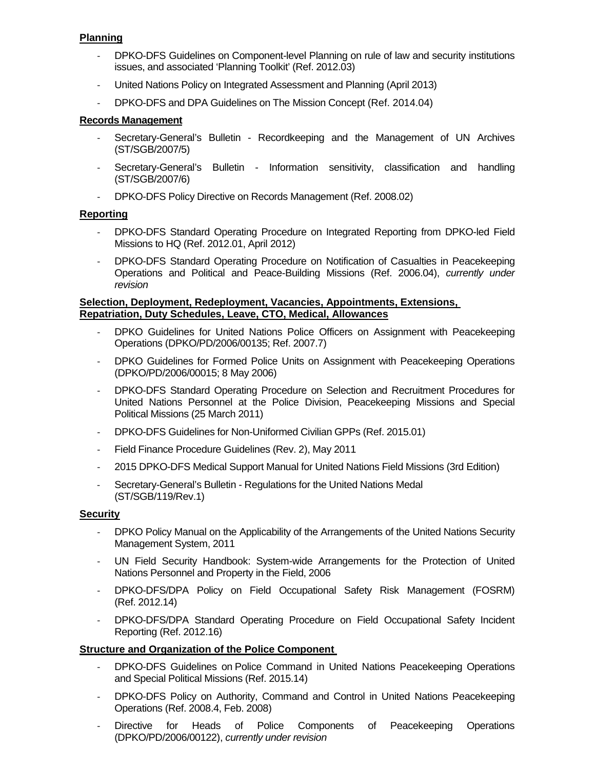**Planning**

- DPKO-DFS Guidelines on Component-level Planning on rule of law and security institutions issues, and associated 'Planning Toolkit' (Ref. 2012.03)
- United Nations Policy on Integrated Assessment and Planning (April 2013)
- DPKO-DFS and DPA Guidelines on The Mission Concept (Ref. 2014.04)

**Records Management**

- Secretary-General's Bulletin - Recordkeeping and the Management of UN Archives (ST/SGB/2007/5)
- Secretary-General's Bulletin - Information sensitivity, classification and handling (ST/SGB/2007/6)
- DPKO-DFS Policy Directive on Records Management (Ref. 2008.02)

**Reporting**

- DPKO-DFS Standard Operating Procedure on Integrated Reporting from DPKO-led Field Missions to HQ (Ref. 2012.01, April 2012)
- DPKO-DFS Standard Operating Procedure on Notification of Casualties in Peacekeeping Operations and Political and Peace-Building Missions (Ref. 2006.04), *currently under revision*

**Selection, Deployment, Redeployment, Vacancies, Appointments, Extensions, Repatriation, Duty Schedules, Leave, CTO, Medical, Allowances**

- DPKO Guidelines for United Nations Police Officers on Assignment with Peacekeeping Operations (DPKO/PD/2006/00135; Ref. 2007.7)
- DPKO Guidelines for Formed Police Units on Assignment with Peacekeeping Operations (DPKO/PD/2006/00015; 8 May 2006)
- DPKO-DFS Standard Operating Procedure on Selection and Recruitment Procedures for United Nations Personnel at the Police Division, Peacekeeping Missions and Special Political Missions (25 March 2011)
- DPKO-DFS Guidelines for Non-Uniformed Civilian GPPs (Ref. 2015.01)
- Field Finance Procedure Guidelines (Rev. 2), May 2011
- 2015 DPKO-DFS Medical Support Manual for United Nations Field Missions (3rd Edition)
- Secretary-General's Bulletin - Regulations for the United Nations Medal (ST/SGB/119/Rev.1)

**Security**

- DPKO Policy Manual on the Applicability of the Arrangements of the United Nations Security Management System, 2011
- UN Field Security Handbook: System-wide Arrangements for the Protection of United Nations Personnel and Property in the Field, 2006
- DPKO-DFS/DPA Policy on Field Occupational Safety Risk Management (FOSRM) (Ref. 2012.14)
- DPKO-DFS/DPA Standard Operating Procedure on Field Occupational Safety Incident Reporting (Ref. 2012.16)

**Structure and Organization of the Police Component**

- DPKO-DFS Guidelines on Police Command in United Nations Peacekeeping Operations and Special Political Missions (Ref. 2015.14)
- DPKO-DFS Policy on Authority, Command and Control in United Nations Peacekeeping Operations (Ref. 2008.4, Feb. 2008)
- Directive for Heads of Police Components of Peacekeeping Operations (DPKO/PD/2006/00122), *currently under revision*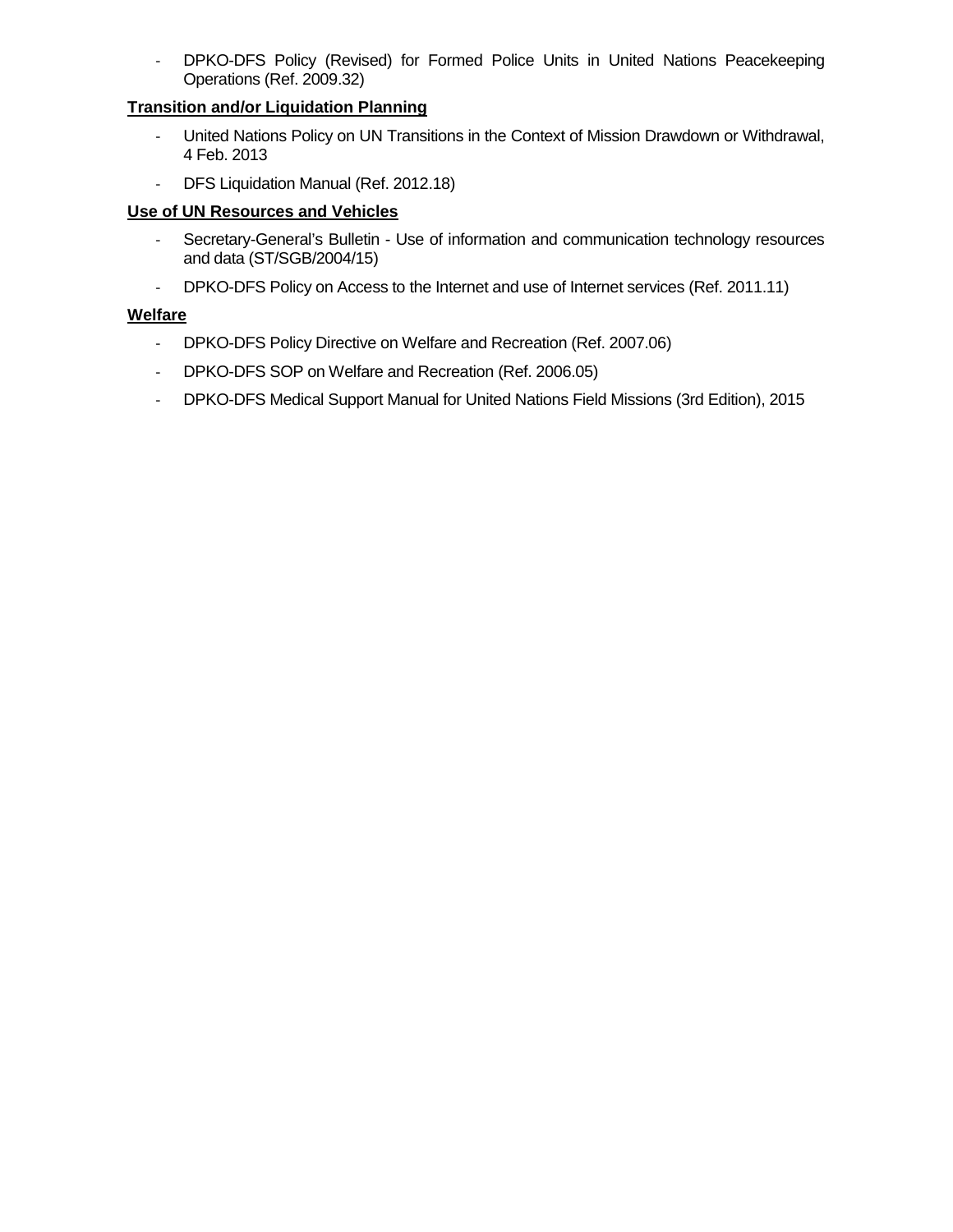- DPKO-DFS Policy (Revised) for Formed Police Units in United Nations Peacekeeping Operations (Ref. 2009.32)

**Transition and/or Liquidation Planning**

- United Nations Policy on UN Transitions in the Context of Mission Drawdown or Withdrawal, 4 Feb. 2013
- DFS Liquidation Manual (Ref. 2012.18)

**Use of UN Resources and Vehicles**

- Secretary-General's Bulletin - Use of information and communication technology resources and data (ST/SGB/2004/15)
- DPKO-DFS Policy on Access to the Internet and use of Internet services (Ref. 2011.11)

**Welfare**

- DPKO-DFS Policy Directive on Welfare and Recreation (Ref. 2007.06)
- DPKO-DFS SOP on Welfare and Recreation (Ref. 2006.05)
- DPKO-DFS Medical Support Manual for United Nations Field Missions (3rd Edition), 2015